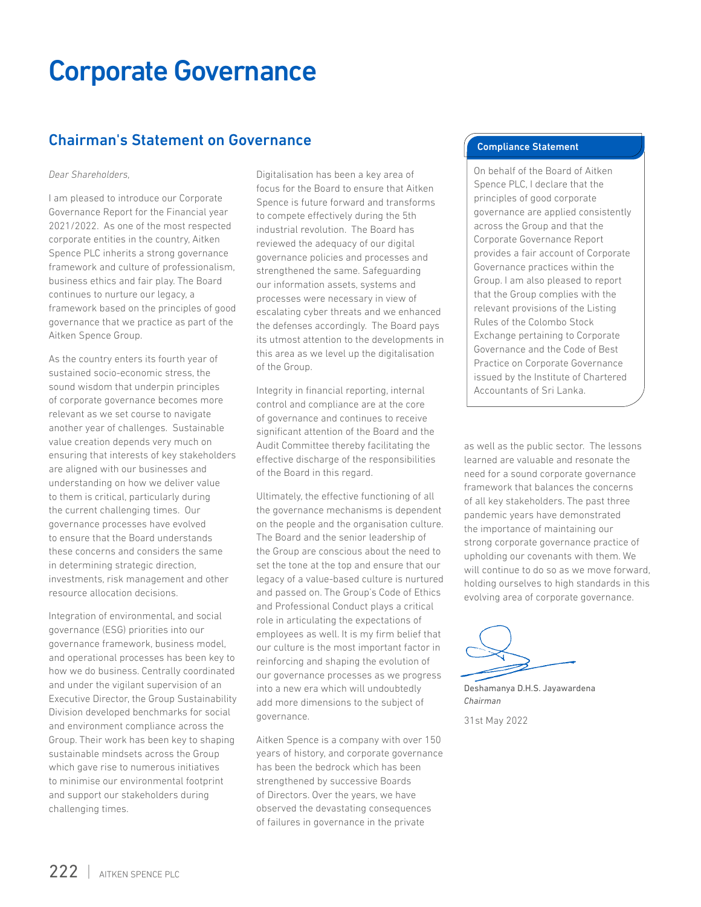# Corporate Governance

## Chairman's Statement on Governance

*Dear Shareholders,*

I am pleased to introduce our Corporate Governance Report for the Financial year 2021/2022. As one of the most respected corporate entities in the country, Aitken Spence PLC inherits a strong governance framework and culture of professionalism, business ethics and fair play. The Board continues to nurture our legacy, a framework based on the principles of good governance that we practice as part of the Aitken Spence Group.

As the country enters its fourth year of sustained socio-economic stress, the sound wisdom that underpin principles of corporate governance becomes more relevant as we set course to navigate another year of challenges. Sustainable value creation depends very much on ensuring that interests of key stakeholders are aligned with our businesses and understanding on how we deliver value to them is critical, particularly during the current challenging times. Our governance processes have evolved to ensure that the Board understands these concerns and considers the same in determining strategic direction, investments, risk management and other resource allocation decisions.

Integration of environmental, and social governance (ESG) priorities into our governance framework, business model, and operational processes has been key to how we do business. Centrally coordinated and under the vigilant supervision of an Executive Director, the Group Sustainability Division developed benchmarks for social and environment compliance across the Group. Their work has been key to shaping sustainable mindsets across the Group which gave rise to numerous initiatives to minimise our environmental footprint and support our stakeholders during challenging times.

Digitalisation has been a key area of focus for the Board to ensure that Aitken Spence is future forward and transforms to compete effectively during the 5th industrial revolution. The Board has reviewed the adequacy of our digital governance policies and processes and strengthened the same. Safeguarding our information assets, systems and processes were necessary in view of escalating cyber threats and we enhanced the defenses accordingly. The Board pays its utmost attention to the developments in this area as we level up the digitalisation of the Group.

Integrity in financial reporting, internal control and compliance are at the core of governance and continues to receive significant attention of the Board and the Audit Committee thereby facilitating the effective discharge of the responsibilities of the Board in this regard.

Ultimately, the effective functioning of all the governance mechanisms is dependent on the people and the organisation culture. The Board and the senior leadership of the Group are conscious about the need to set the tone at the top and ensure that our legacy of a value-based culture is nurtured and passed on. The Group's Code of Ethics and Professional Conduct plays a critical role in articulating the expectations of employees as well. It is my firm belief that our culture is the most important factor in reinforcing and shaping the evolution of our governance processes as we progress into a new era which will undoubtedly add more dimensions to the subject of governance.

Aitken Spence is a company with over 150 years of history, and corporate governance has been the bedrock which has been strengthened by successive Boards of Directors. Over the years, we have observed the devastating consequences of failures in governance in the private as well as the public sector. The lessons learned are valuable and resonate the need for a sound corporate governance framework that balances the concerns of all key stakeholders. The past three pandemic years have demonstrated the importance of maintaining our strong corporate governance practice of upholding our covenants with them. We will continue to do so as we move forward, holding ourselves to high standards in this evolving area of corporate governance.

Deshamanya D.H.S. Jayawardena
*Chairman*

31st May 2022

### Compliance Statement

On behalf of the Board of Aitken Spence PLC, I declare that the principles of good corporate governance are applied consistently across the Group and that the Corporate Governance Report provides a fair account of Corporate Governance practices within the Group. I am also pleased to report that the Group complies with the relevant provisions of the Listing Rules of the Colombo Stock Exchange pertaining to Corporate Governance and the Code of Best Practice on Corporate Governance issued by the Institute of Chartered Accountants of Sri Lanka.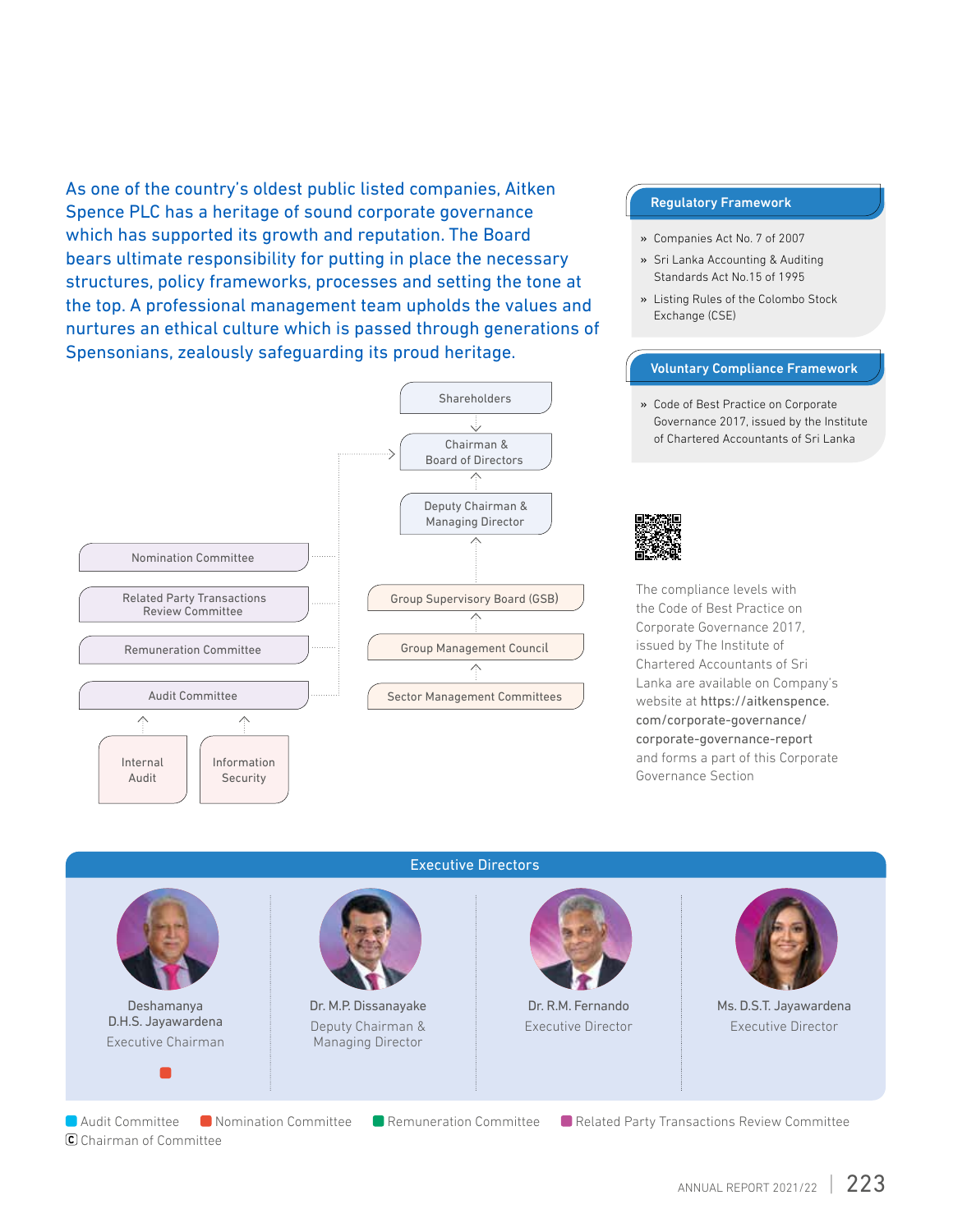As one of the country's oldest public listed companies, Aitken Spence PLC has a heritage of sound corporate governance which has supported its growth and reputation. The Board bears ultimate responsibility for putting in place the necessary structures, policy frameworks, processes and setting the tone at the top. A professional management team upholds the values and nurtures an ethical culture which is passed through generations of Spensonians, zealously safeguarding its proud heritage.

Shareholders

Chairman & Board of Directors

Deputy Chairman & Managing Director

Group Supervisory Board (GSB)

Group Management Council

Sector Management Committees

Nomination Committee

Related Party Transactions Review Committee

Remuneration Committee

Audit Committee

Internal Audit

Information Security

## Regulatory Framework

- Companies Act No. 7 of 2007
- Sri Lanka Accounting & Auditing Standards Act No.15 of 1995
- Listing Rules of the Colombo Stock Exchange (CSE)

## Voluntary Compliance Framework

- Code of Best Practice on Corporate Governance 2017, issued by the Institute of Chartered Accountants of Sri Lanka

The compliance levels with the Code of Best Practice on Corporate Governance 2017, issued by The Institute of Chartered Accountants of Sri Lanka are available on Company's website at https://aitkenspence.com/corporate-governance/corporate-governance-report and forms a part of this Corporate Governance Section

## Executive Directors

| Name | Designation | Committees |
|---|---|---|
| Deshamanya D.H.S. Jayawardena | Executive Chairman | Nomination Committee |
| Dr. M.P. Dissanayake | Deputy Chairman & Managing Director | |
| Dr. R.M. Fernando | Executive Director | |
| Ms. D.S.T. Jayawardena | Executive Director | |

Audit Committee | Nomination Committee | Remuneration Committee | Related Party Transactions Review Committee | Ⓒ Chairman of Committee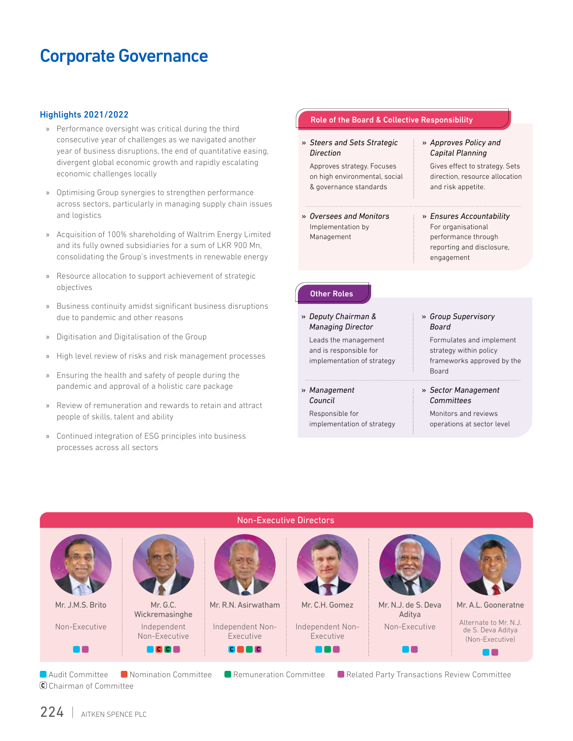# Corporate Governance

## Highlights 2021/2022

- Performance oversight was critical during the third consecutive year of challenges as we navigated another year of business disruptions, the end of quantitative easing, divergent global economic growth and rapidly escalating economic challenges locally
- Optimising Group synergies to strengthen performance across sectors, particularly in managing supply chain issues and logistics
- Acquisition of 100% shareholding of Waltrim Energy Limited and its fully owned subsidiaries for a sum of LKR 900 Mn, consolidating the Group's investments in renewable energy
- Resource allocation to support achievement of strategic objectives
- Business continuity amidst significant business disruptions due to pandemic and other reasons
- Digitisation and Digitalisation of the Group
- High level review of risks and risk management processes
- Ensuring the health and safety of people during the pandemic and approval of a holistic care package
- Review of remuneration and rewards to retain and attract people of skills, talent and ability
- Continued integration of ESG principles into business processes across all sectors

## Role of the Board & Collective Responsibility

- *Steers and Sets Strategic Direction*
  Approves strategy. Focuses on high environmental, social & governance standards
- *Approves Policy and Capital Planning*
  Gives effect to strategy. Sets direction, resource allocation and risk appetite.
- *Oversees and Monitors*
  Implementation by Management
- *Ensures Accountability*
  For organisational performance through reporting and disclosure, engagement

## Other Roles

- *Deputy Chairman & Managing Director*
  Leads the management and is responsible for implementation of strategy
- *Group Supervisory Board*
  Formulates and implement strategy within policy frameworks approved by the Board
- *Management Council*
  Responsible for implementation of strategy
- *Sector Management Committees*
  Monitors and reviews operations at sector level

## Non-Executive Directors

| Director | Designation | Committees |
|---|---|---|
| Mr. J.M.S. Brito | Non-Executive | Audit Committee, Related Party Transactions Review Committee |
| Mr. G.C. Wickremasinghe | Independent Non-Executive | Audit Committee, Nomination Committee (Chairman), Remuneration Committee (Chairman), Related Party Transactions Review Committee |
| Mr. R.N. Asirwatham | Independent Non-Executive | Audit Committee (Chairman), Nomination Committee, Remuneration Committee, Related Party Transactions Review Committee (Chairman) |
| Mr. C.H. Gomez | Independent Non-Executive | Audit Committee, Remuneration Committee, Related Party Transactions Review Committee |
| Mr. N.J. de S. Deva Aditya | Non-Executive | Audit Committee, Related Party Transactions Review Committee |
| Mr. A.L. Gooneratne | Alternate to Mr. N.J. de S. Deva Aditya (Non-Executive) | Audit Committee, Related Party Transactions Review Committee |

Audit Committee | Nomination Committee | Remuneration Committee | Related Party Transactions Review Committee
Ⓒ Chairman of Committee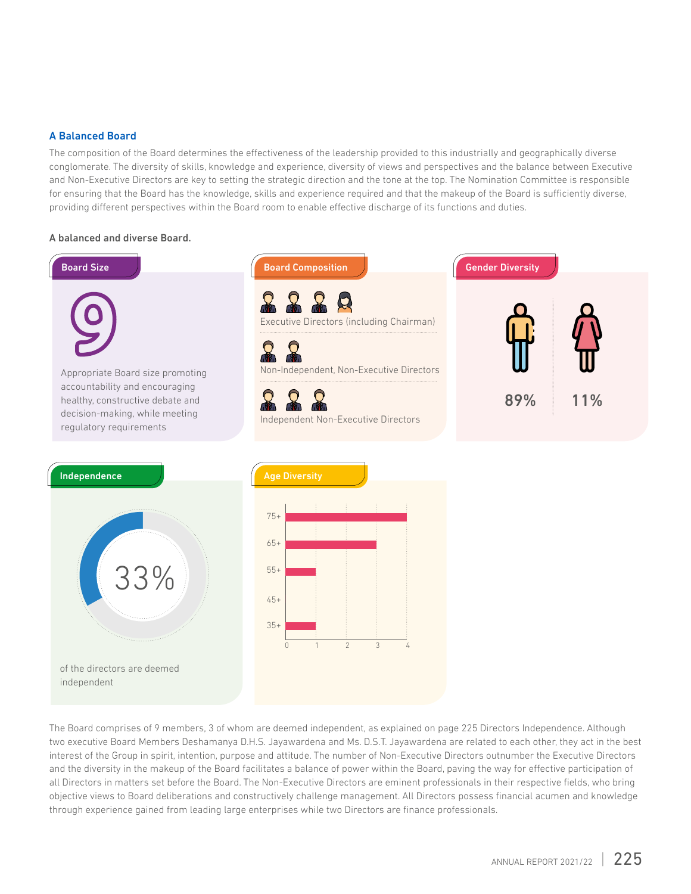## A Balanced Board

The composition of the Board determines the effectiveness of the leadership provided to this industrially and geographically diverse conglomerate. The diversity of skills, knowledge and experience, diversity of views and perspectives and the balance between Executive and Non-Executive Directors are key to setting the strategic direction and the tone at the top. The Nomination Committee is responsible for ensuring that the Board has the knowledge, skills and experience required and that the makeup of the Board is sufficiently diverse, providing different perspectives within the Board room to enable effective discharge of its functions and duties.

**A balanced and diverse Board.**

**Board Size**

9

Appropriate Board size promoting accountability and encouraging healthy, constructive debate and decision-making, while meeting regulatory requirements

**Board Composition**

- 4 – Executive Directors (including Chairman)
- 2 – Non-Independent, Non-Executive Directors
- 3 – Independent Non-Executive Directors

**Gender Diversity**

| Male | Female |
| --- | --- |
| 89% | 11% |

**Independence**

33%

of the directors are deemed independent

**Age Diversity**

| Age | Number of Directors |
| --- | --- |
| 75+ | 4 |
| 65+ | 3 |
| 55+ | 1 |
| 45+ | 0 |
| 35+ | 1 |

The Board comprises of 9 members, 3 of whom are deemed independent, as explained on page 225 Directors Independence. Although two executive Board Members Deshamanya D.H.S. Jayawardena and Ms. D.S.T. Jayawardena are related to each other, they act in the best interest of the Group in spirit, intention, purpose and attitude. The number of Non-Executive Directors outnumber the Executive Directors and the diversity in the makeup of the Board facilitates a balance of power within the Board, paving the way for effective participation of all Directors in matters set before the Board. The Non-Executive Directors are eminent professionals in their respective fields, who bring objective views to Board deliberations and constructively challenge management. All Directors possess financial acumen and knowledge through experience gained from leading large enterprises while two Directors are finance professionals.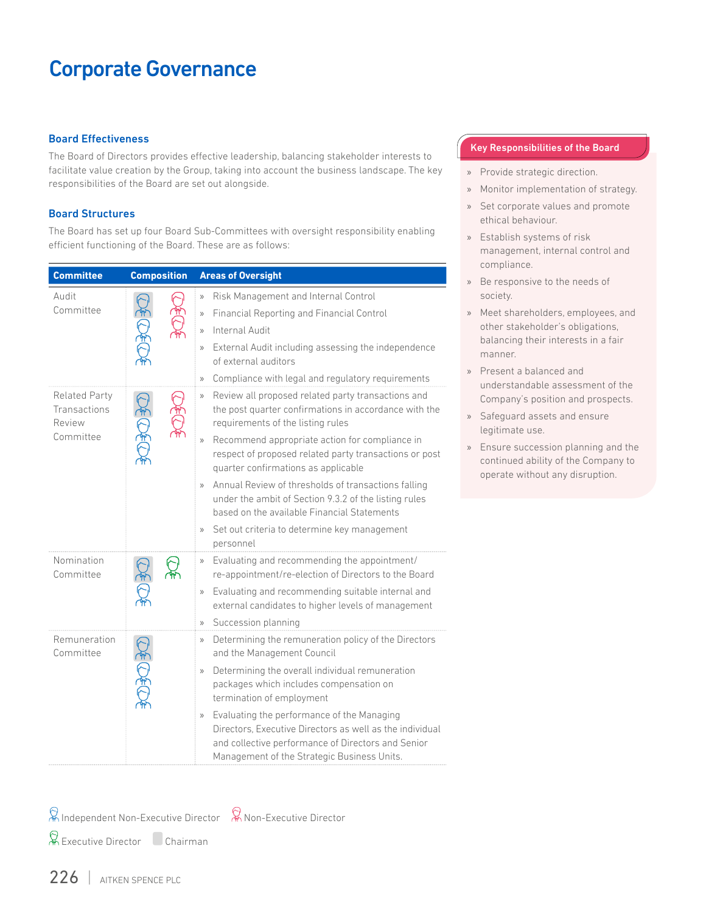# Corporate Governance

### Board Effectiveness

The Board of Directors provides effective leadership, balancing stakeholder interests to facilitate value creation by the Group, taking into account the business landscape. The key responsibilities of the Board are set out alongside.

### Board Structures

The Board has set up four Board Sub-Committees with oversight responsibility enabling efficient functioning of the Board. These are as follows:

| Committee | Composition | Areas of Oversight |
|---|---|---|
| Audit Committee | 3 Independent Non-Executive Directors (1 Chairman), 2 Non-Executive Directors | » Risk Management and Internal Control<br>» Financial Reporting and Financial Control<br>» Internal Audit<br>» External Audit including assessing the independence of external auditors<br>» Compliance with legal and regulatory requirements |
| Related Party Transactions Review Committee | 3 Independent Non-Executive Directors (1 Chairman), 2 Non-Executive Directors | » Review all proposed related party transactions and the post quarter confirmations in accordance with the requirements of the listing rules<br>» Recommend appropriate action for compliance in respect of proposed related party transactions or post quarter confirmations as applicable<br>» Annual Review of thresholds of transactions falling under the ambit of Section 9.3.2 of the listing rules based on the available Financial Statements<br>» Set out criteria to determine key management personnel |
| Nomination Committee | 2 Independent Non-Executive Directors (1 Chairman), 1 Executive Director | » Evaluating and recommending the appointment/ re-appointment/re-election of Directors to the Board<br>» Evaluating and recommending suitable internal and external candidates to higher levels of management<br>» Succession planning |
| Remuneration Committee | 3 Independent Non-Executive Directors (1 Chairman) | » Determining the remuneration policy of the Directors and the Management Council<br>» Determining the overall individual remuneration packages which includes compensation on termination of employment<br>» Evaluating the performance of the Managing Directors, Executive Directors as well as the individual and collective performance of Directors and Senior Management of the Strategic Business Units. |

Independent Non-Executive Director | Non-Executive Director | Executive Director | Chairman

### Key Responsibilities of the Board

- Provide strategic direction.
- Monitor implementation of strategy.
- Set corporate values and promote ethical behaviour.
- Establish systems of risk management, internal control and compliance.
- Be responsive to the needs of society.
- Meet shareholders, employees, and other stakeholder's obligations, balancing their interests in a fair manner.
- Present a balanced and understandable assessment of the Company's position and prospects.
- Safeguard assets and ensure legitimate use.
- Ensure succession planning and the continued ability of the Company to operate without any disruption.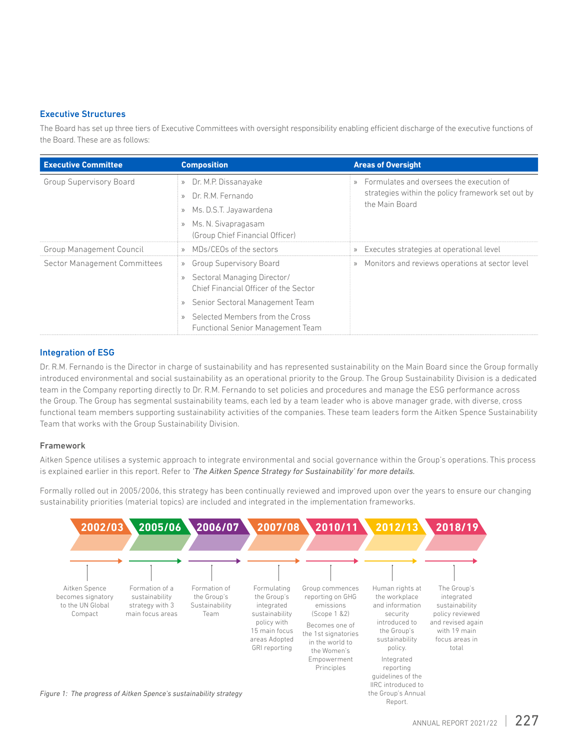### Executive Structures

The Board has set up three tiers of Executive Committees with oversight responsibility enabling efficient discharge of the executive functions of the Board. These are as follows:

| Executive Committee | Composition | Areas of Oversight |
|---|---|---|
| Group Supervisory Board | » Dr. M.P. Dissanayake<br>» Dr. R.M. Fernando<br>» Ms. D.S.T. Jayawardena<br>» Ms. N. Sivapragasam (Group Chief Financial Officer) | » Formulates and oversees the execution of strategies within the policy framework set out by the Main Board |
| Group Management Council | » MDs/CEOs of the sectors | » Executes strategies at operational level |
| Sector Management Committees | » Group Supervisory Board<br>» Sectoral Managing Director/ Chief Financial Officer of the Sector<br>» Senior Sectoral Management Team<br>» Selected Members from the Cross Functional Senior Management Team | » Monitors and reviews operations at sector level |

### Integration of ESG

Dr. R.M. Fernando is the Director in charge of sustainability and has represented sustainability on the Main Board since the Group formally introduced environmental and social sustainability as an operational priority to the Group. The Group Sustainability Division is a dedicated team in the Company reporting directly to Dr. R.M. Fernando to set policies and procedures and manage the ESG performance across the Group. The Group has segmental sustainability teams, each led by a team leader who is above manager grade, with diverse, cross functional team members supporting sustainability activities of the companies. These team leaders form the Aitken Spence Sustainability Team that works with the Group Sustainability Division.

#### Framework

Aitken Spence utilises a systemic approach to integrate environmental and social governance within the Group's operations. This process is explained earlier in this report. Refer to *'The Aitken Spence Strategy for Sustainability' for more details.*

Formally rolled out in 2005/2006, this strategy has been continually reviewed and improved upon over the years to ensure our changing sustainability priorities (material topics) are included and integrated in the implementation frameworks.

- **2002/03** – Aitken Spence becomes signatory to the UN Global Compact
- **2005/06** – Formation of a sustainability strategy with 3 main focus areas
- **2006/07** – Formation of the Group's Sustainability Team
- **2007/08** – Formulating the Group's integrated sustainability policy with 15 main focus areas Adopted GRI reporting
- **2010/11** – Group commences reporting on GHG emissions (Scope 1 &2). Becomes one of the 1st signatories in the world to the Women's Empowerment Principles
- **2012/13** – Human rights at the workplace and information security introduced to the Group's sustainability policy. Integrated reporting guidelines of the IIRC introduced to the Group's Annual Report.
- **2018/19** – The Group's integrated sustainability policy reviewed and revised again with 19 main focus areas in total

*Figure 1: The progress of Aitken Spence's sustainability strategy*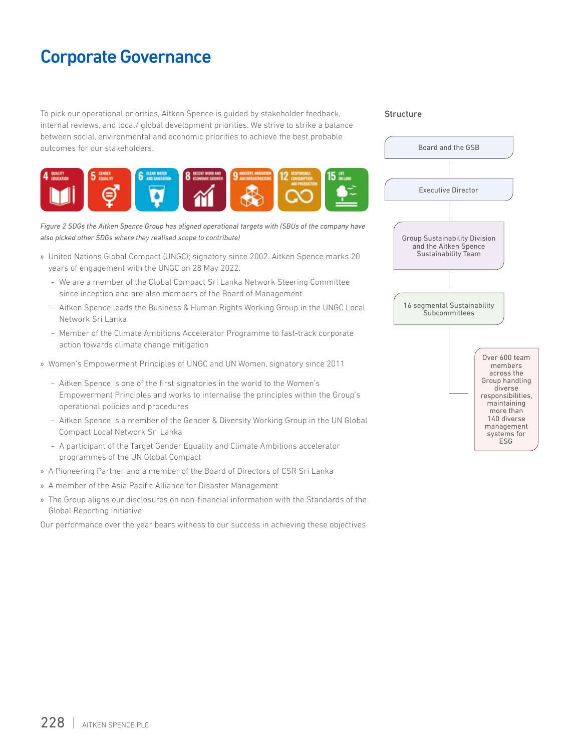# Corporate Governance

To pick our operational priorities, Aitken Spence is guided by stakeholder feedback, internal reviews, and local/ global development priorities. We strive to strike a balance between social, environmental and economic priorities to achieve the best probable outcomes for our stakeholders.

*Figure 2 SDGs the Aitken Spence Group has aligned operational targets with (SBUs of the company have also picked other SDGs where they realised scope to contribute)*

- United Nations Global Compact (UNGC); signatory since 2002. Aitken Spence marks 20 years of engagement with the UNGC on 28 May 2022.
  - We are a member of the Global Compact Sri Lanka Network Steering Committee since inception and are also members of the Board of Management
  - Aitken Spence leads the Business & Human Rights Working Group in the UNGC Local Network Sri Lanka
  - Member of the Climate Ambitions Accelerator Programme to fast-track corporate action towards climate change mitigation
- Women's Empowerment Principles of UNGC and UN Women, signatory since 2011
  - Aitken Spence is one of the first signatories in the world to the Women's Empowerment Principles and works to internalise the principles within the Group's operational policies and procedures
  - Aitken Spence is a member of the Gender & Diversity Working Group in the UN Global Compact Local Network Sri Lanka
  - A participant of the Target Gender Equality and Climate Ambitions accelerator programmes of the UN Global Compact
- A Pioneering Partner and a member of the Board of Directors of CSR Sri Lanka
- A member of the Asia Pacific Alliance for Disaster Management
- The Group aligns our disclosures on non-financial information with the Standards of the Global Reporting Initiative

Our performance over the year bears witness to our success in achieving these objectives

### Structure

- Board and the GSB
- Executive Director
- Group Sustainability Division and the Aitken Spence Sustainability Team
- 16 segmental Sustainability Subcommittees
- Over 600 team members across the Group handling diverse responsibilities, maintaining more than 140 diverse management systems for ESG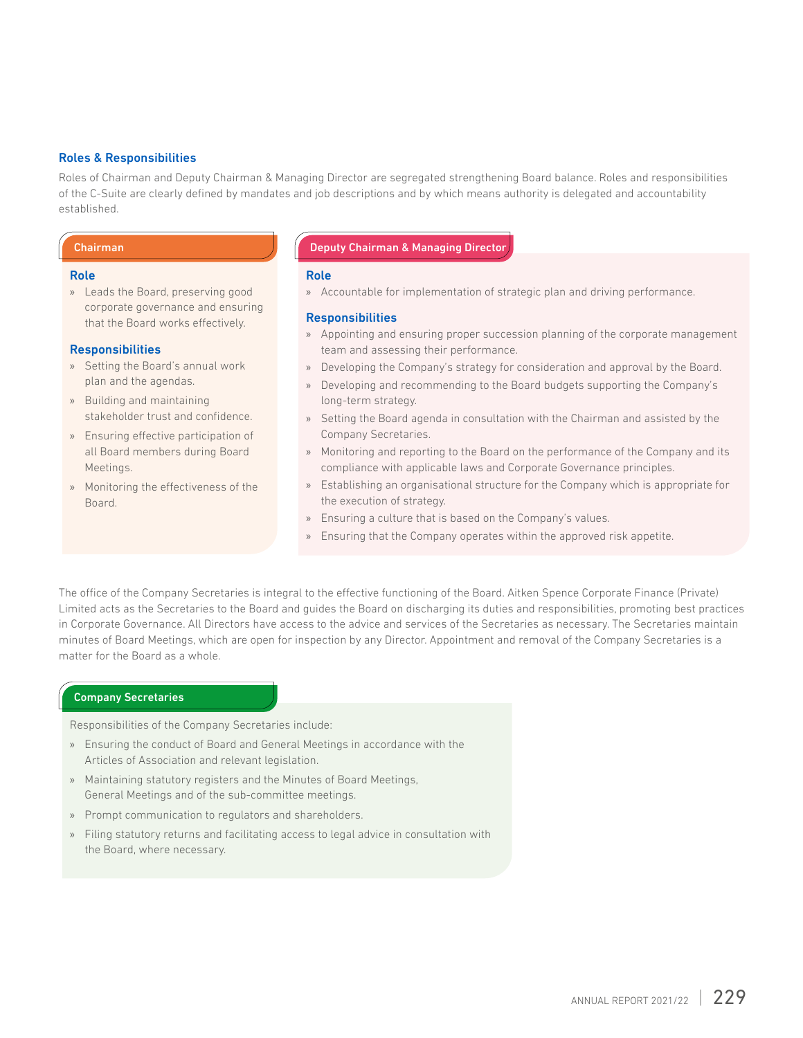## Roles & Responsibilities

Roles of Chairman and Deputy Chairman & Managing Director are segregated strengthening Board balance. Roles and responsibilities of the C-Suite are clearly defined by mandates and job descriptions and by which means authority is delegated and accountability established.

### Chairman

**Role**

- Leads the Board, preserving good corporate governance and ensuring that the Board works effectively.

**Responsibilities**

- Setting the Board's annual work plan and the agendas.
- Building and maintaining stakeholder trust and confidence.
- Ensuring effective participation of all Board members during Board Meetings.
- Monitoring the effectiveness of the Board.

### Deputy Chairman & Managing Director

**Role**

- Accountable for implementation of strategic plan and driving performance.

**Responsibilities**

- Appointing and ensuring proper succession planning of the corporate management team and assessing their performance.
- Developing the Company's strategy for consideration and approval by the Board.
- Developing and recommending to the Board budgets supporting the Company's long-term strategy.
- Setting the Board agenda in consultation with the Chairman and assisted by the Company Secretaries.
- Monitoring and reporting to the Board on the performance of the Company and its compliance with applicable laws and Corporate Governance principles.
- Establishing an organisational structure for the Company which is appropriate for the execution of strategy.
- Ensuring a culture that is based on the Company's values.
- Ensuring that the Company operates within the approved risk appetite.

The office of the Company Secretaries is integral to the effective functioning of the Board. Aitken Spence Corporate Finance (Private) Limited acts as the Secretaries to the Board and guides the Board on discharging its duties and responsibilities, promoting best practices in Corporate Governance. All Directors have access to the advice and services of the Secretaries as necessary. The Secretaries maintain minutes of Board Meetings, which are open for inspection by any Director. Appointment and removal of the Company Secretaries is a matter for the Board as a whole.

### Company Secretaries

Responsibilities of the Company Secretaries include:

- Ensuring the conduct of Board and General Meetings in accordance with the Articles of Association and relevant legislation.
- Maintaining statutory registers and the Minutes of Board Meetings, General Meetings and of the sub-committee meetings.
- Prompt communication to regulators and shareholders.
- Filing statutory returns and facilitating access to legal advice in consultation with the Board, where necessary.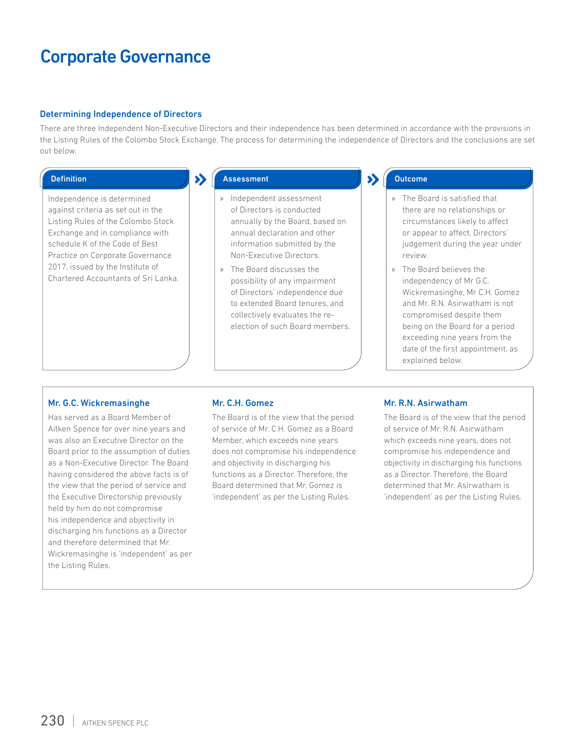# Corporate Governance

## Determining Independence of Directors

There are three Independent Non-Executive Directors and their independence has been determined in accordance with the provisions in the Listing Rules of the Colombo Stock Exchange. The process for determining the independence of Directors and the conclusions are set out below.

### Definition

Independence is determined against criteria as set out in the Listing Rules of the Colombo Stock Exchange and in compliance with schedule K of the Code of Best Practice on Corporate Governance 2017, issued by the Institute of Chartered Accountants of Sri Lanka.

### Assessment

- Independent assessment of Directors is conducted annually by the Board, based on annual declaration and other information submitted by the Non-Executive Directors.
- The Board discusses the possibility of any impairment of Directors' independence due to extended Board tenures, and collectively evaluates the re-election of such Board members.

### Outcome

- The Board is satisfied that there are no relationships or circumstances likely to affect or appear to affect, Directors' judgement during the year under review.
- The Board believes the independency of Mr G.C. Wickremasinghe, Mr C.H. Gomez and Mr. R.N. Asirwatham is not compromised despite them being on the Board for a period exceeding nine years from the date of the first appointment, as explained below.

### Mr. G.C. Wickremasinghe

Has served as a Board Member of Aitken Spence for over nine years and was also an Executive Director on the Board prior to the assumption of duties as a Non-Executive Director. The Board having considered the above facts is of the view that the period of service and the Executive Directorship previously held by him do not compromise his independence and objectivity in discharging his functions as a Director and therefore determined that Mr. Wickremasinghe is 'independent' as per the Listing Rules.

### Mr. C.H. Gomez

The Board is of the view that the period of service of Mr. C.H. Gomez as a Board Member, which exceeds nine years does not compromise his independence and objectivity in discharging his functions as a Director. Therefore, the Board determined that Mr. Gomez is 'independent' as per the Listing Rules.

### Mr. R.N. Asirwatham

The Board is of the view that the period of service of Mr. R.N. Asirwatham which exceeds nine years, does not compromise his independence and objectivity in discharging his functions as a Director. Therefore, the Board determined that Mr. Asirwatham is 'independent' as per the Listing Rules.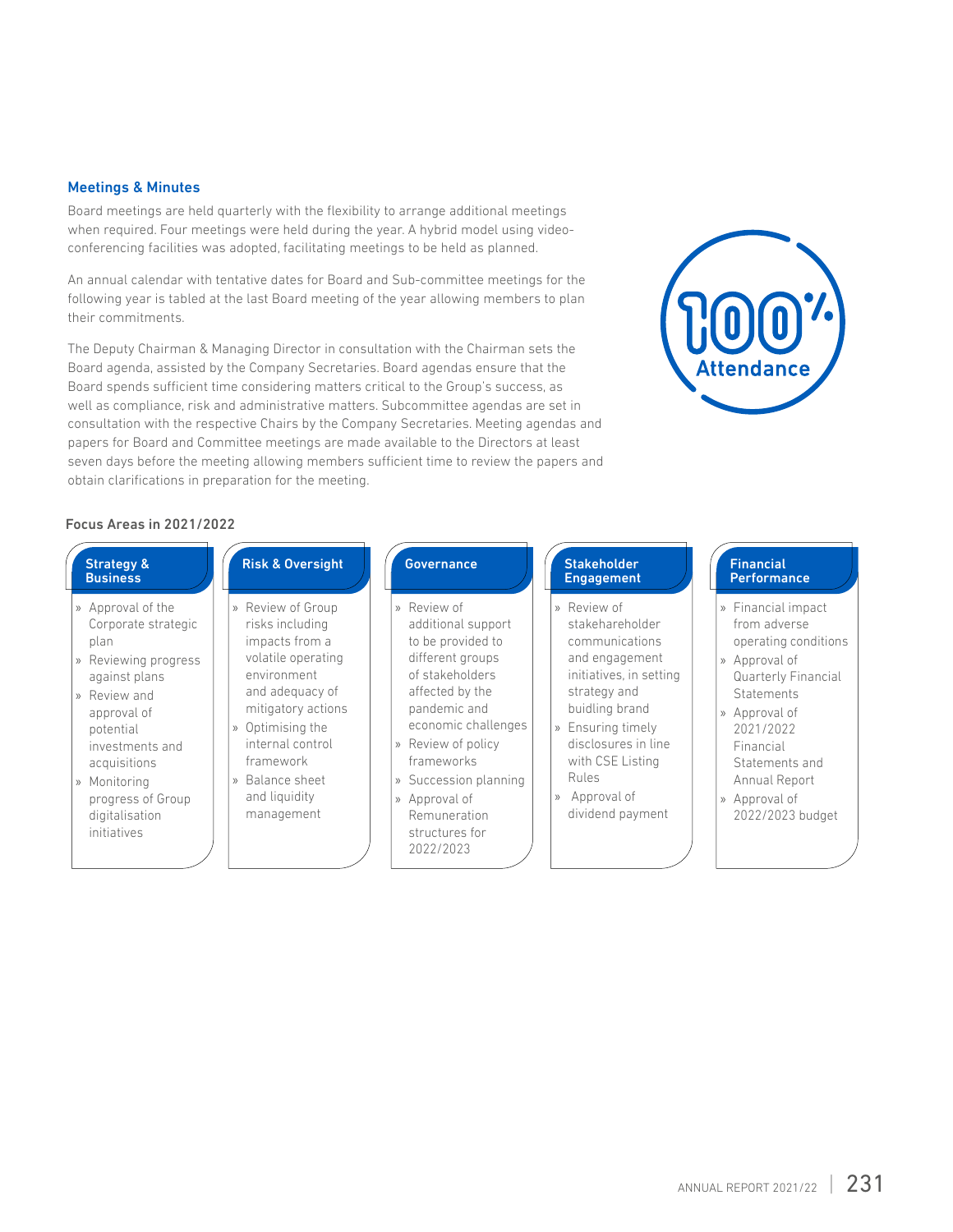## Meetings & Minutes

Board meetings are held quarterly with the flexibility to arrange additional meetings when required. Four meetings were held during the year. A hybrid model using video-conferencing facilities was adopted, facilitating meetings to be held as planned.

An annual calendar with tentative dates for Board and Sub-committee meetings for the following year is tabled at the last Board meeting of the year allowing members to plan their commitments.

The Deputy Chairman & Managing Director in consultation with the Chairman sets the Board agenda, assisted by the Company Secretaries. Board agendas ensure that the Board spends sufficient time considering matters critical to the Group's success, as well as compliance, risk and administrative matters. Subcommittee agendas are set in consultation with the respective Chairs by the Company Secretaries. Meeting agendas and papers for Board and Committee meetings are made available to the Directors at least seven days before the meeting allowing members sufficient time to review the papers and obtain clarifications in preparation for the meeting.

**100% Attendance**

### Focus Areas in 2021/2022

**Strategy & Business**

- Approval of the Corporate strategic plan
- Reviewing progress against plans
- Review and approval of potential investments and acquisitions
- Monitoring progress of Group digitalisation initiatives

**Risk & Oversight**

- Review of Group risks including impacts from a volatile operating environment and adequacy of mitigatory actions
- Optimising the internal control framework
- Balance sheet and liquidity management

**Governance**

- Review of additional support to be provided to different groups of stakeholders affected by the pandemic and economic challenges
- Review of policy frameworks
- Succession planning
- Approval of Remuneration structures for 2022/2023

**Stakeholder Engagement**

- Review of stakehareholder communications and engagement initiatives, in setting strategy and buidling brand
- Ensuring timely disclosures in line with CSE Listing Rules
- Approval of dividend payment

**Financial Performance**

- Financial impact from adverse operating conditions
- Approval of Quarterly Financial Statements
- Approval of 2021/2022 Financial Statements and Annual Report
- Approval of 2022/2023 budget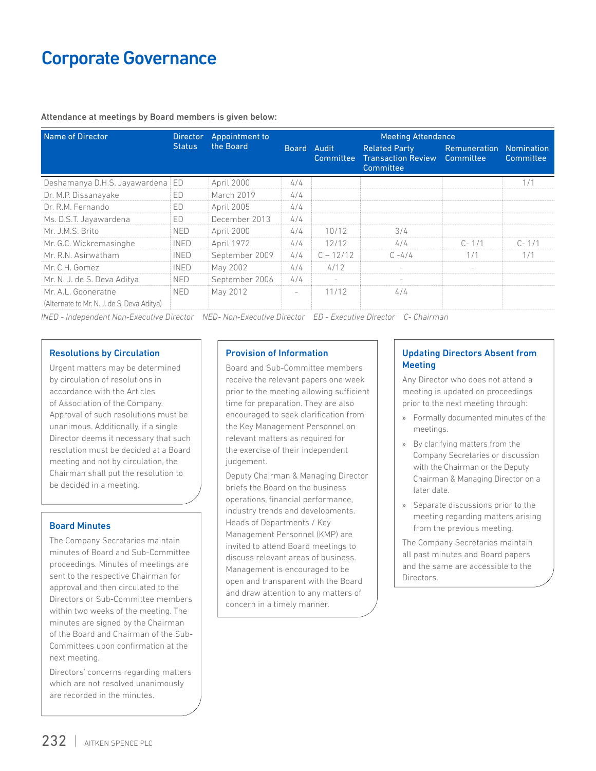# Corporate Governance

**Attendance at meetings by Board members is given below:**

| Name of Director | Director Status | Appointment to the Board | Meeting Attendance | | | | |
|---|---|---|---|---|---|---|---|
| | | | Board | Audit Committee | Related Party Transaction Review Committee | Remuneration Committee | Nomination Committee |
| Deshamanya D.H.S. Jayawardena | ED | April 2000 | 4/4 | | | | 1/1 |
| Dr. M.P. Dissanayake | ED | March 2019 | 4/4 | | | | |
| Dr. R.M. Fernando | ED | April 2005 | 4/4 | | | | |
| Ms. D.S.T. Jayawardena | ED | December 2013 | 4/4 | | | | |
| Mr. J.M.S. Brito | NED | April 2000 | 4/4 | 10/12 | 3/4 | | |
| Mr. G.C. Wickremasinghe | INED | April 1972 | 4/4 | 12/12 | 4/4 | C- 1/1 | C- 1/1 |
| Mr. R.N. Asirwatham | INED | September 2009 | 4/4 | C – 12/12 | C -4/4 | 1/1 | 1/1 |
| Mr. C.H. Gomez | INED | May 2002 | 4/4 | 4/12 | - | - | |
| Mr. N. J. de S. Deva Aditya | NED | September 2006 | 4/4 | - | - | | |
| Mr. A.L. Gooneratne (Alternate to Mr. N. J. de S. Deva Aditya) | NED | May 2012 | - | 11/12 | 4/4 | | |

*INED - Independent Non-Executive Director NED- Non-Executive Director ED - Executive Director C- Chairman*

### Resolutions by Circulation

Urgent matters may be determined by circulation of resolutions in accordance with the Articles of Association of the Company. Approval of such resolutions must be unanimous. Additionally, if a single Director deems it necessary that such resolution must be decided at a Board meeting and not by circulation, the Chairman shall put the resolution to be decided in a meeting.

### Board Minutes

The Company Secretaries maintain minutes of Board and Sub-Committee proceedings. Minutes of meetings are sent to the respective Chairman for approval and then circulated to the Directors or Sub-Committee members within two weeks of the meeting. The minutes are signed by the Chairman of the Board and Chairman of the Sub-Committees upon confirmation at the next meeting.

Directors' concerns regarding matters which are not resolved unanimously are recorded in the minutes.

### Provision of Information

Board and Sub-Committee members receive the relevant papers one week prior to the meeting allowing sufficient time for preparation. They are also encouraged to seek clarification from the Key Management Personnel on relevant matters as required for the exercise of their independent judgement.

Deputy Chairman & Managing Director briefs the Board on the business operations, financial performance, industry trends and developments. Heads of Departments / Key Management Personnel (KMP) are invited to attend Board meetings to discuss relevant areas of business. Management is encouraged to be open and transparent with the Board and draw attention to any matters of concern in a timely manner.

### Updating Directors Absent from Meeting

Any Director who does not attend a meeting is updated on proceedings prior to the next meeting through:

- Formally documented minutes of the meetings.
- By clarifying matters from the Company Secretaries or discussion with the Chairman or the Deputy Chairman & Managing Director on a later date.
- Separate discussions prior to the meeting regarding matters arising from the previous meeting.

The Company Secretaries maintain all past minutes and Board papers and the same are accessible to the Directors.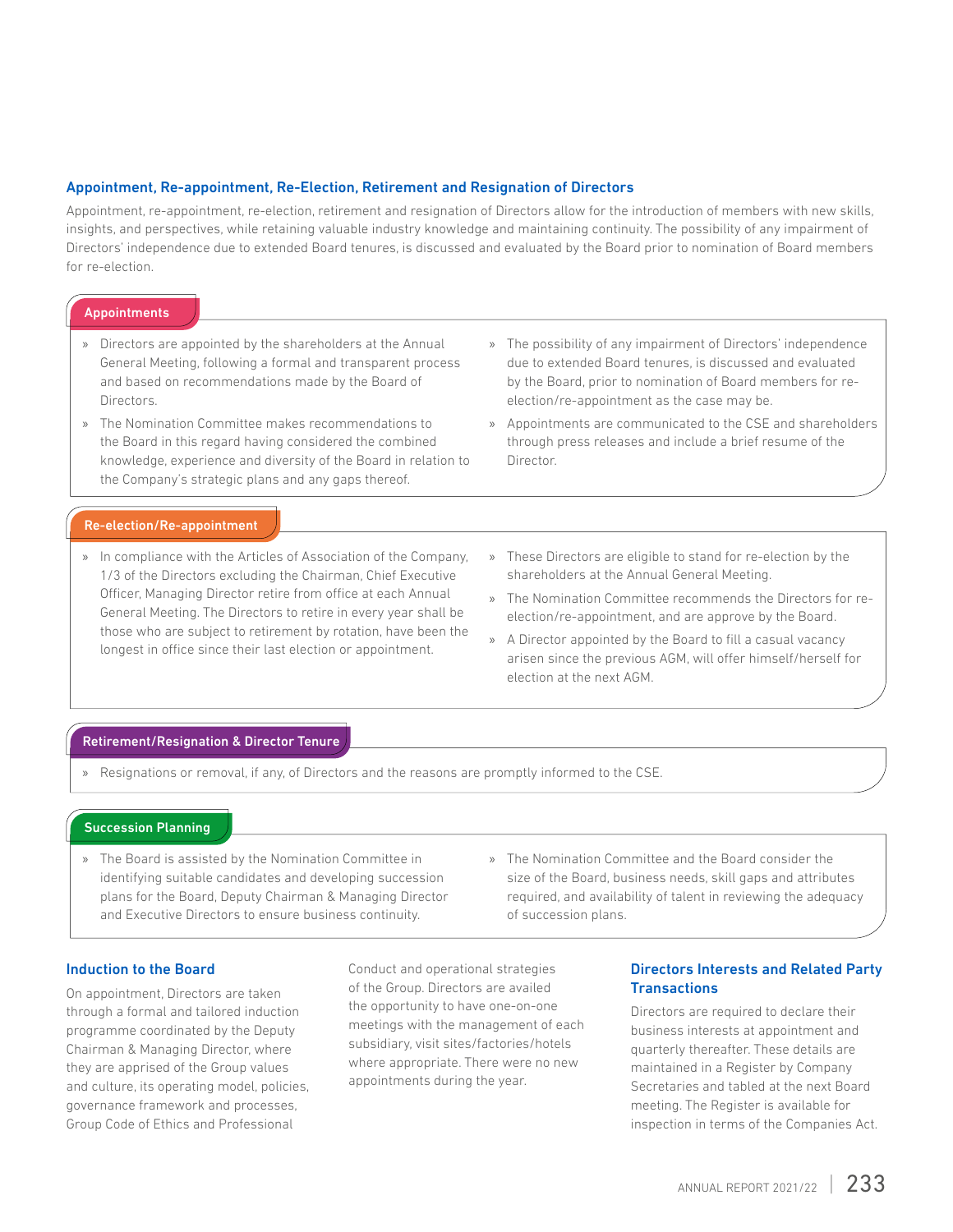## Appointment, Re-appointment, Re-Election, Retirement and Resignation of Directors

Appointment, re-appointment, re-election, retirement and resignation of Directors allow for the introduction of members with new skills, insights, and perspectives, while retaining valuable industry knowledge and maintaining continuity. The possibility of any impairment of Directors' independence due to extended Board tenures, is discussed and evaluated by the Board prior to nomination of Board members for re-election.

### Appointments

- Directors are appointed by the shareholders at the Annual General Meeting, following a formal and transparent process and based on recommendations made by the Board of Directors.
- The Nomination Committee makes recommendations to the Board in this regard having considered the combined knowledge, experience and diversity of the Board in relation to the Company's strategic plans and any gaps thereof.
- The possibility of any impairment of Directors' independence due to extended Board tenures, is discussed and evaluated by the Board, prior to nomination of Board members for re-election/re-appointment as the case may be.
- Appointments are communicated to the CSE and shareholders through press releases and include a brief resume of the Director.

### Re-election/Re-appointment

- In compliance with the Articles of Association of the Company, 1/3 of the Directors excluding the Chairman, Chief Executive Officer, Managing Director retire from office at each Annual General Meeting. The Directors to retire in every year shall be those who are subject to retirement by rotation, have been the longest in office since their last election or appointment.
- These Directors are eligible to stand for re-election by the shareholders at the Annual General Meeting.
- The Nomination Committee recommends the Directors for re-election/re-appointment, and are approve by the Board.
- A Director appointed by the Board to fill a casual vacancy arisen since the previous AGM, will offer himself/herself for election at the next AGM.

### Retirement/Resignation & Director Tenure

- Resignations or removal, if any, of Directors and the reasons are promptly informed to the CSE.

### Succession Planning

- The Board is assisted by the Nomination Committee in identifying suitable candidates and developing succession plans for the Board, Deputy Chairman & Managing Director and Executive Directors to ensure business continuity.
- The Nomination Committee and the Board consider the size of the Board, business needs, skill gaps and attributes required, and availability of talent in reviewing the adequacy of succession plans.

## Induction to the Board

On appointment, Directors are taken through a formal and tailored induction programme coordinated by the Deputy Chairman & Managing Director, where they are apprised of the Group values and culture, its operating model, policies, governance framework and processes, Group Code of Ethics and Professional Conduct and operational strategies of the Group. Directors are availed the opportunity to have one-on-one meetings with the management of each subsidiary, visit sites/factories/hotels where appropriate. There were no new appointments during the year.

## Directors Interests and Related Party Transactions

Directors are required to declare their business interests at appointment and quarterly thereafter. These details are maintained in a Register by Company Secretaries and tabled at the next Board meeting. The Register is available for inspection in terms of the Companies Act.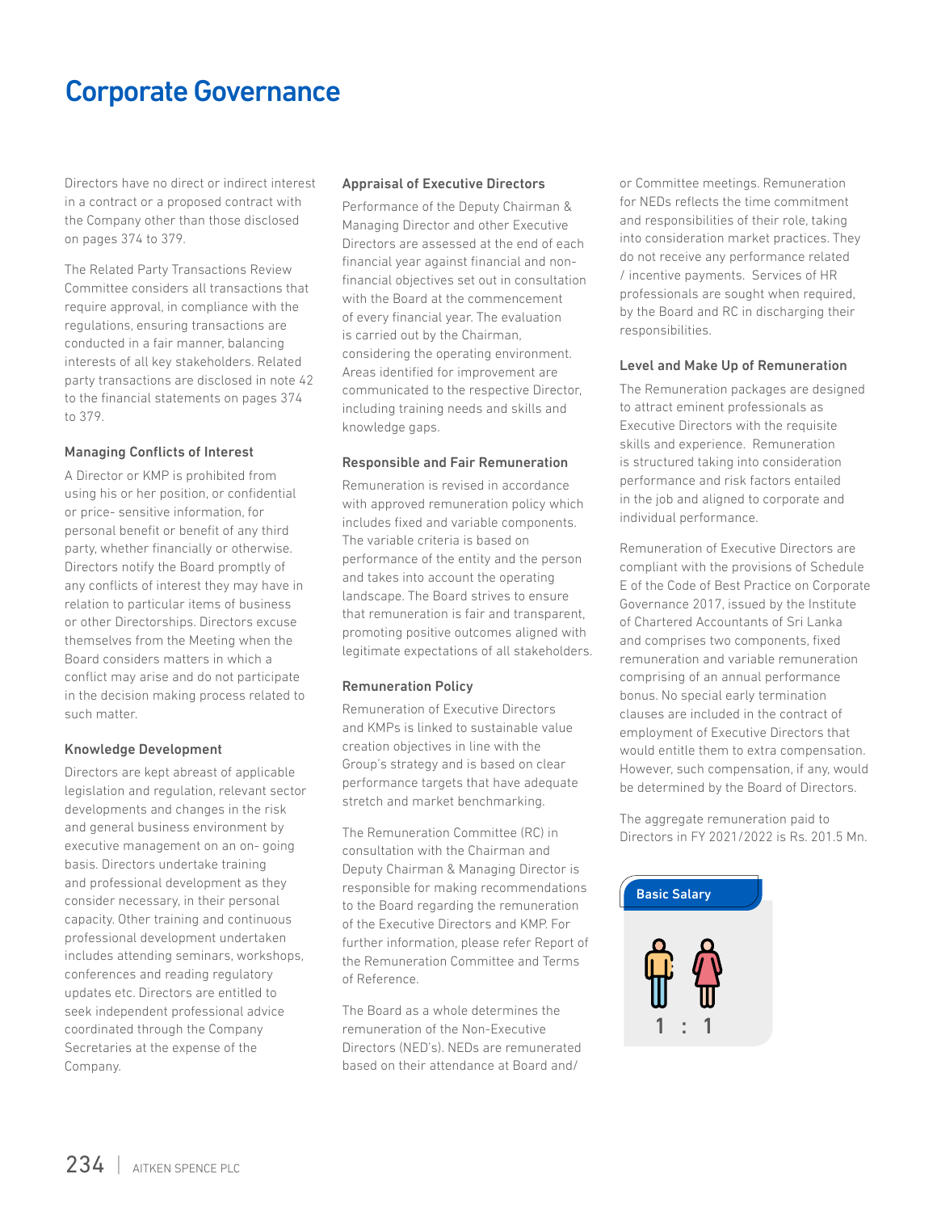# Corporate Governance

Directors have no direct or indirect interest in a contract or a proposed contract with the Company other than those disclosed on pages 374 to 379.

The Related Party Transactions Review Committee considers all transactions that require approval, in compliance with the regulations, ensuring transactions are conducted in a fair manner, balancing interests of all key stakeholders. Related party transactions are disclosed in note 42 to the financial statements on pages 374 to 379.

### Managing Conflicts of Interest

A Director or KMP is prohibited from using his or her position, or confidential or price- sensitive information, for personal benefit or benefit of any third party, whether financially or otherwise. Directors notify the Board promptly of any conflicts of interest they may have in relation to particular items of business or other Directorships. Directors excuse themselves from the Meeting when the Board considers matters in which a conflict may arise and do not participate in the decision making process related to such matter.

### Knowledge Development

Directors are kept abreast of applicable legislation and regulation, relevant sector developments and changes in the risk and general business environment by executive management on an on- going basis. Directors undertake training and professional development as they consider necessary, in their personal capacity. Other training and continuous professional development undertaken includes attending seminars, workshops, conferences and reading regulatory updates etc. Directors are entitled to seek independent professional advice coordinated through the Company Secretaries at the expense of the Company.

### Appraisal of Executive Directors

Performance of the Deputy Chairman & Managing Director and other Executive Directors are assessed at the end of each financial year against financial and non-financial objectives set out in consultation with the Board at the commencement of every financial year. The evaluation is carried out by the Chairman, considering the operating environment. Areas identified for improvement are communicated to the respective Director, including training needs and skills and knowledge gaps.

### Responsible and Fair Remuneration

Remuneration is revised in accordance with approved remuneration policy which includes fixed and variable components. The variable criteria is based on performance of the entity and the person and takes into account the operating landscape. The Board strives to ensure that remuneration is fair and transparent, promoting positive outcomes aligned with legitimate expectations of all stakeholders.

### Remuneration Policy

Remuneration of Executive Directors and KMPs is linked to sustainable value creation objectives in line with the Group's strategy and is based on clear performance targets that have adequate stretch and market benchmarking.

The Remuneration Committee (RC) in consultation with the Chairman and Deputy Chairman & Managing Director is responsible for making recommendations to the Board regarding the remuneration of the Executive Directors and KMP. For further information, please refer Report of the Remuneration Committee and Terms of Reference.

The Board as a whole determines the remuneration of the Non-Executive Directors (NED's). NEDs are remunerated based on their attendance at Board and/or Committee meetings. Remuneration for NEDs reflects the time commitment and responsibilities of their role, taking into consideration market practices. They do not receive any performance related / incentive payments. Services of HR professionals are sought when required, by the Board and RC in discharging their responsibilities.

### Level and Make Up of Remuneration

The Remuneration packages are designed to attract eminent professionals as Executive Directors with the requisite skills and experience. Remuneration is structured taking into consideration performance and risk factors entailed in the job and aligned to corporate and individual performance.

Remuneration of Executive Directors are compliant with the provisions of Schedule E of the Code of Best Practice on Corporate Governance 2017, issued by the Institute of Chartered Accountants of Sri Lanka and comprises two components, fixed remuneration and variable remuneration comprising of an annual performance bonus. No special early termination clauses are included in the contract of employment of Executive Directors that would entitle them to extra compensation. However, such compensation, if any, would be determined by the Board of Directors.

The aggregate remuneration paid to Directors in FY 2021/2022 is Rs. 201.5 Mn.

**Basic Salary**

1 : 1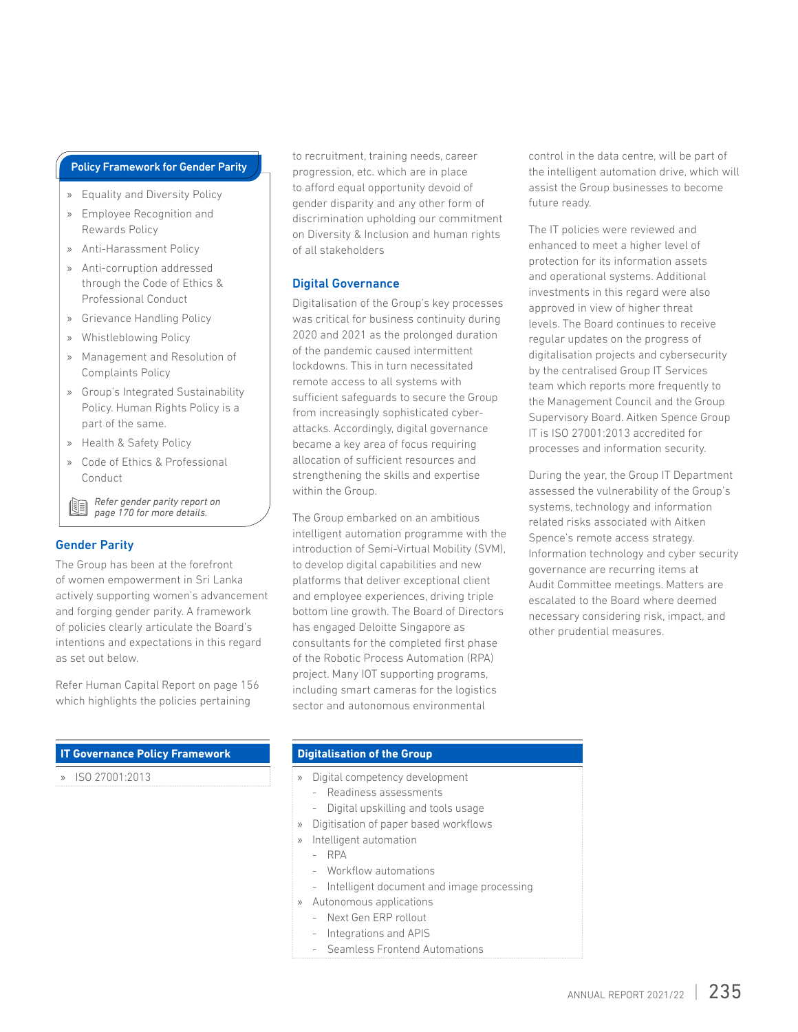### Policy Framework for Gender Parity

- Equality and Diversity Policy
- Employee Recognition and Rewards Policy
- Anti-Harassment Policy
- Anti-corruption addressed through the Code of Ethics & Professional Conduct
- Grievance Handling Policy
- Whistleblowing Policy
- Management and Resolution of Complaints Policy
- Group's Integrated Sustainability Policy. Human Rights Policy is a part of the same.
- Health & Safety Policy
- Code of Ethics & Professional Conduct

*Refer gender parity report on page 170 for more details.*

## Gender Parity

The Group has been at the forefront of women empowerment in Sri Lanka actively supporting women's advancement and forging gender parity. A framework of policies clearly articulate the Board's intentions and expectations in this regard as set out below.

Refer Human Capital Report on page 156 which highlights the policies pertaining to recruitment, training needs, career progression, etc. which are in place to afford equal opportunity devoid of gender disparity and any other form of discrimination upholding our commitment on Diversity & Inclusion and human rights of all stakeholders

## Digital Governance

Digitalisation of the Group's key processes was critical for business continuity during 2020 and 2021 as the prolonged duration of the pandemic caused intermittent lockdowns. This in turn necessitated remote access to all systems with sufficient safeguards to secure the Group from increasingly sophisticated cyber-attacks. Accordingly, digital governance became a key area of focus requiring allocation of sufficient resources and strengthening the skills and expertise within the Group.

The Group embarked on an ambitious intelligent automation programme with the introduction of Semi-Virtual Mobility (SVM), to develop digital capabilities and new platforms that deliver exceptional client and employee experiences, driving triple bottom line growth. The Board of Directors has engaged Deloitte Singapore as consultants for the completed first phase of the Robotic Process Automation (RPA) project. Many IOT supporting programs, including smart cameras for the logistics sector and autonomous environmental control in the data centre, will be part of the intelligent automation drive, which will assist the Group businesses to become future ready.

The IT policies were reviewed and enhanced to meet a higher level of protection for its information assets and operational systems. Additional investments in this regard were also approved in view of higher threat levels. The Board continues to receive regular updates on the progress of digitalisation projects and cybersecurity by the centralised Group IT Services team which reports more frequently to the Management Council and the Group Supervisory Board. Aitken Spence Group IT is ISO 27001:2013 accredited for processes and information security.

During the year, the Group IT Department assessed the vulnerability of the Group's systems, technology and information related risks associated with Aitken Spence's remote access strategy. Information technology and cyber security governance are recurring items at Audit Committee meetings. Matters are escalated to the Board where deemed necessary considering risk, impact, and other prudential measures.

### IT Governance Policy Framework

- ISO 27001:2013

### Digitalisation of the Group

- Digital competency development
  - Readiness assessments
  - Digital upskilling and tools usage
- Digitisation of paper based workflows
- Intelligent automation
  - RPA
  - Workflow automations
  - Intelligent document and image processing
- Autonomous applications
  - Next Gen ERP rollout
  - Integrations and APIS
  - Seamless Frontend Automations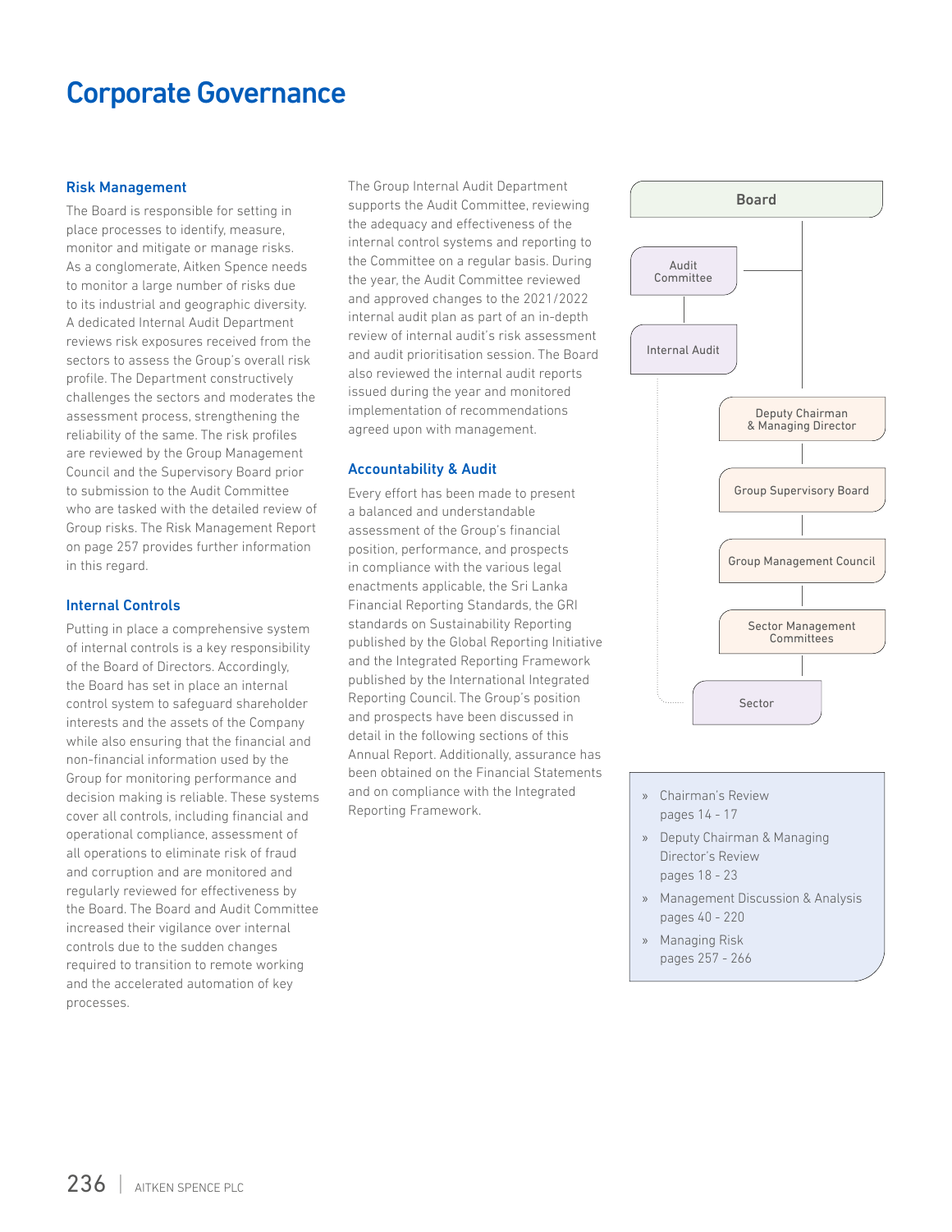# Corporate Governance

## Risk Management

The Board is responsible for setting in place processes to identify, measure, monitor and mitigate or manage risks. As a conglomerate, Aitken Spence needs to monitor a large number of risks due to its industrial and geographic diversity. A dedicated Internal Audit Department reviews risk exposures received from the sectors to assess the Group's overall risk profile. The Department constructively challenges the sectors and moderates the assessment process, strengthening the reliability of the same. The risk profiles are reviewed by the Group Management Council and the Supervisory Board prior to submission to the Audit Committee who are tasked with the detailed review of Group risks. The Risk Management Report on page 257 provides further information in this regard.

## Internal Controls

Putting in place a comprehensive system of internal controls is a key responsibility of the Board of Directors. Accordingly, the Board has set in place an internal control system to safeguard shareholder interests and the assets of the Company while also ensuring that the financial and non-financial information used by the Group for monitoring performance and decision making is reliable. These systems cover all controls, including financial and operational compliance, assessment of all operations to eliminate risk of fraud and corruption and are monitored and regularly reviewed for effectiveness by the Board. The Board and Audit Committee increased their vigilance over internal controls due to the sudden changes required to transition to remote working and the accelerated automation of key processes.

The Group Internal Audit Department supports the Audit Committee, reviewing the adequacy and effectiveness of the internal control systems and reporting to the Committee on a regular basis. During the year, the Audit Committee reviewed and approved changes to the 2021/2022 internal audit plan as part of an in-depth review of internal audit's risk assessment and audit prioritisation session. The Board also reviewed the internal audit reports issued during the year and monitored implementation of recommendations agreed upon with management.

## Accountability & Audit

Every effort has been made to present a balanced and understandable assessment of the Group's financial position, performance, and prospects in compliance with the various legal enactments applicable, the Sri Lanka Financial Reporting Standards, the GRI standards on Sustainability Reporting published by the Global Reporting Initiative and the Integrated Reporting Framework published by the International Integrated Reporting Council. The Group's position and prospects have been discussed in detail in the following sections of this Annual Report. Additionally, assurance has been obtained on the Financial Statements and on compliance with the Integrated Reporting Framework.

Board
Audit Committee
Internal Audit
Deputy Chairman & Managing Director
Group Supervisory Board
Group Management Council
Sector Management Committees
Sector

- Chairman's Review pages 14 - 17
- Deputy Chairman & Managing Director's Review pages 18 - 23
- Management Discussion & Analysis pages 40 - 220
- Managing Risk pages 257 - 266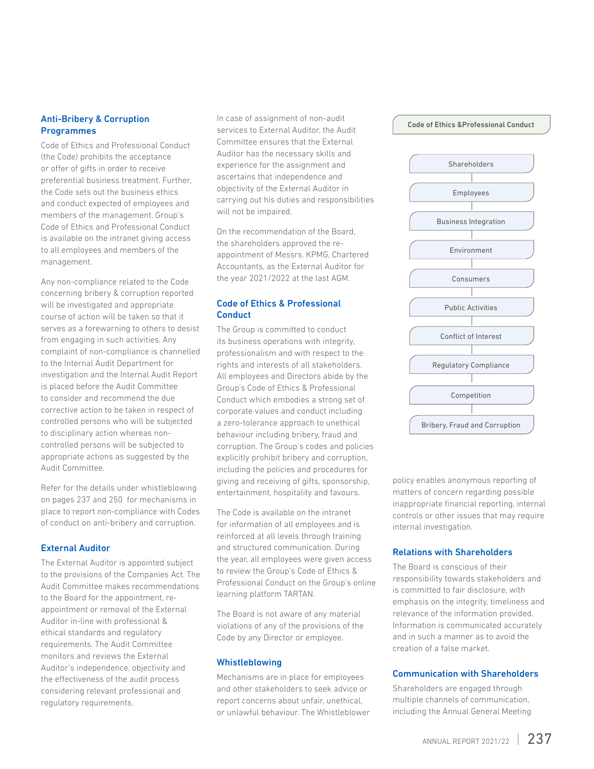## Anti-Bribery & Corruption Programmes

Code of Ethics and Professional Conduct (the Code) prohibits the acceptance or offer of gifts in order to receive preferential business treatment. Further, the Code sets out the business ethics and conduct expected of employees and members of the management. Group's Code of Ethics and Professional Conduct is available on the intranet giving access to all employees and members of the management.

Any non-compliance related to the Code concerning bribery & corruption reported will be investigated and appropriate course of action will be taken so that it serves as a forewarning to others to desist from engaging in such activities. Any complaint of non-compliance is channelled to the Internal Audit Department for investigation and the Internal Audit Report is placed before the Audit Committee to consider and recommend the due corrective action to be taken in respect of controlled persons who will be subjected to disciplinary action whereas non-controlled persons will be subjected to appropriate actions as suggested by the Audit Committee.

Refer for the details under whistleblowing on pages 237 and 250 for mechanisms in place to report non-compliance with Codes of conduct on anti-bribery and corruption.

## External Auditor

The External Auditor is appointed subject to the provisions of the Companies Act. The Audit Committee makes recommendations to the Board for the appointment, re-appointment or removal of the External Auditor in-line with professional & ethical standards and regulatory requirements. The Audit Committee monitors and reviews the External Auditor's independence, objectivity and the effectiveness of the audit process considering relevant professional and regulatory requirements.

In case of assignment of non-audit services to External Auditor, the Audit Committee ensures that the External Auditor has the necessary skills and experience for the assignment and ascertains that independence and objectivity of the External Auditor in carrying out his duties and responsibilities will not be impaired.

On the recommendation of the Board, the shareholders approved the re-appointment of Messrs. KPMG, Chartered Accountants, as the External Auditor for the year 2021/2022 at the last AGM.

## Code of Ethics & Professional Conduct

The Group is committed to conduct its business operations with integrity, professionalism and with respect to the rights and interests of all stakeholders. All employees and Directors abide by the Group's Code of Ethics & Professional Conduct which embodies a strong set of corporate values and conduct including a zero-tolerance approach to unethical behaviour including bribery, fraud and corruption. The Group's codes and policies explicitly prohibit bribery and corruption, including the policies and procedures for giving and receiving of gifts, sponsorship, entertainment, hospitality and favours.

The Code is available on the intranet for information of all employees and is reinforced at all levels through training and structured communication. During the year, all employees were given access to review the Group's Code of Ethics & Professional Conduct on the Group's online learning platform TARTAN.

The Board is not aware of any material violations of any of the provisions of the Code by any Director or employee.

**Code of Ethics &Professional Conduct**

- Shareholders
- Employees
- Business Integration
- Environment
- Consumers
- Public Activities
- Conflict of Interest
- Regulatory Compliance
- Competition
- Bribery, Fraud and Corruption

## Whistleblowing

Mechanisms are in place for employees and other stakeholders to seek advice or report concerns about unfair, unethical, or unlawful behaviour. The Whistleblower policy enables anonymous reporting of matters of concern regarding possible inappropriate financial reporting, internal controls or other issues that may require internal investigation.

## Relations with Shareholders

The Board is conscious of their responsibility towards stakeholders and is committed to fair disclosure, with emphasis on the integrity, timeliness and relevance of the information provided. Information is communicated accurately and in such a manner as to avoid the creation of a false market.

## Communication with Shareholders

Shareholders are engaged through multiple channels of communication, including the Annual General Meeting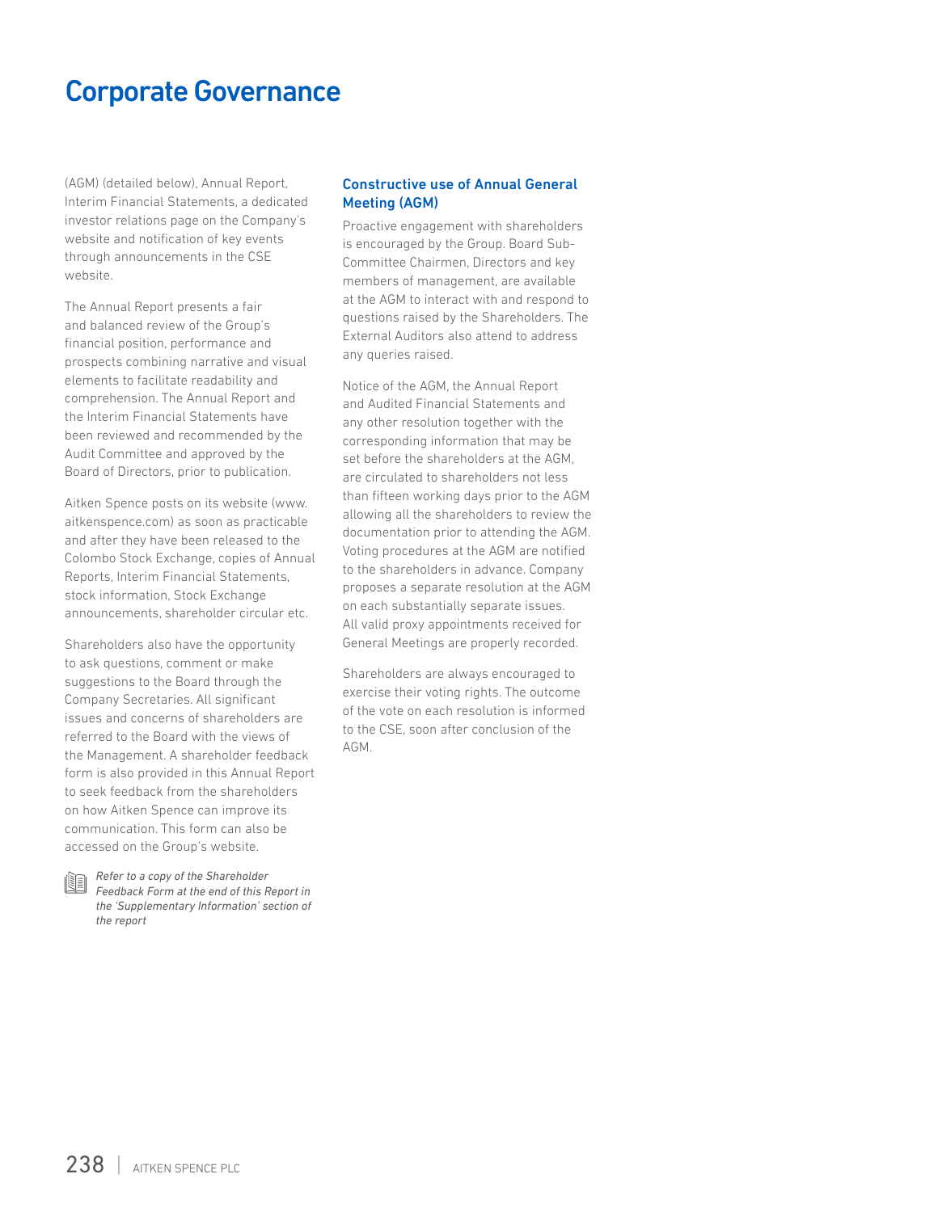# Corporate Governance

(AGM) (detailed below), Annual Report, Interim Financial Statements, a dedicated investor relations page on the Company's website and notification of key events through announcements in the CSE website.

The Annual Report presents a fair and balanced review of the Group's financial position, performance and prospects combining narrative and visual elements to facilitate readability and comprehension. The Annual Report and the Interim Financial Statements have been reviewed and recommended by the Audit Committee and approved by the Board of Directors, prior to publication.

Aitken Spence posts on its website (www.aitkenspence.com) as soon as practicable and after they have been released to the Colombo Stock Exchange, copies of Annual Reports, Interim Financial Statements, stock information, Stock Exchange announcements, shareholder circular etc.

Shareholders also have the opportunity to ask questions, comment or make suggestions to the Board through the Company Secretaries. All significant issues and concerns of shareholders are referred to the Board with the views of the Management. A shareholder feedback form is also provided in this Annual Report to seek feedback from the shareholders on how Aitken Spence can improve its communication. This form can also be accessed on the Group's website.

*Refer to a copy of the Shareholder Feedback Form at the end of this Report in the 'Supplementary Information' section of the report*

### Constructive use of Annual General Meeting (AGM)

Proactive engagement with shareholders is encouraged by the Group. Board Sub-Committee Chairmen, Directors and key members of management, are available at the AGM to interact with and respond to questions raised by the Shareholders. The External Auditors also attend to address any queries raised.

Notice of the AGM, the Annual Report and Audited Financial Statements and any other resolution together with the corresponding information that may be set before the shareholders at the AGM, are circulated to shareholders not less than fifteen working days prior to the AGM allowing all the shareholders to review the documentation prior to attending the AGM. Voting procedures at the AGM are notified to the shareholders in advance. Company proposes a separate resolution at the AGM on each substantially separate issues. All valid proxy appointments received for General Meetings are properly recorded.

Shareholders are always encouraged to exercise their voting rights. The outcome of the vote on each resolution is informed to the CSE, soon after conclusion of the AGM.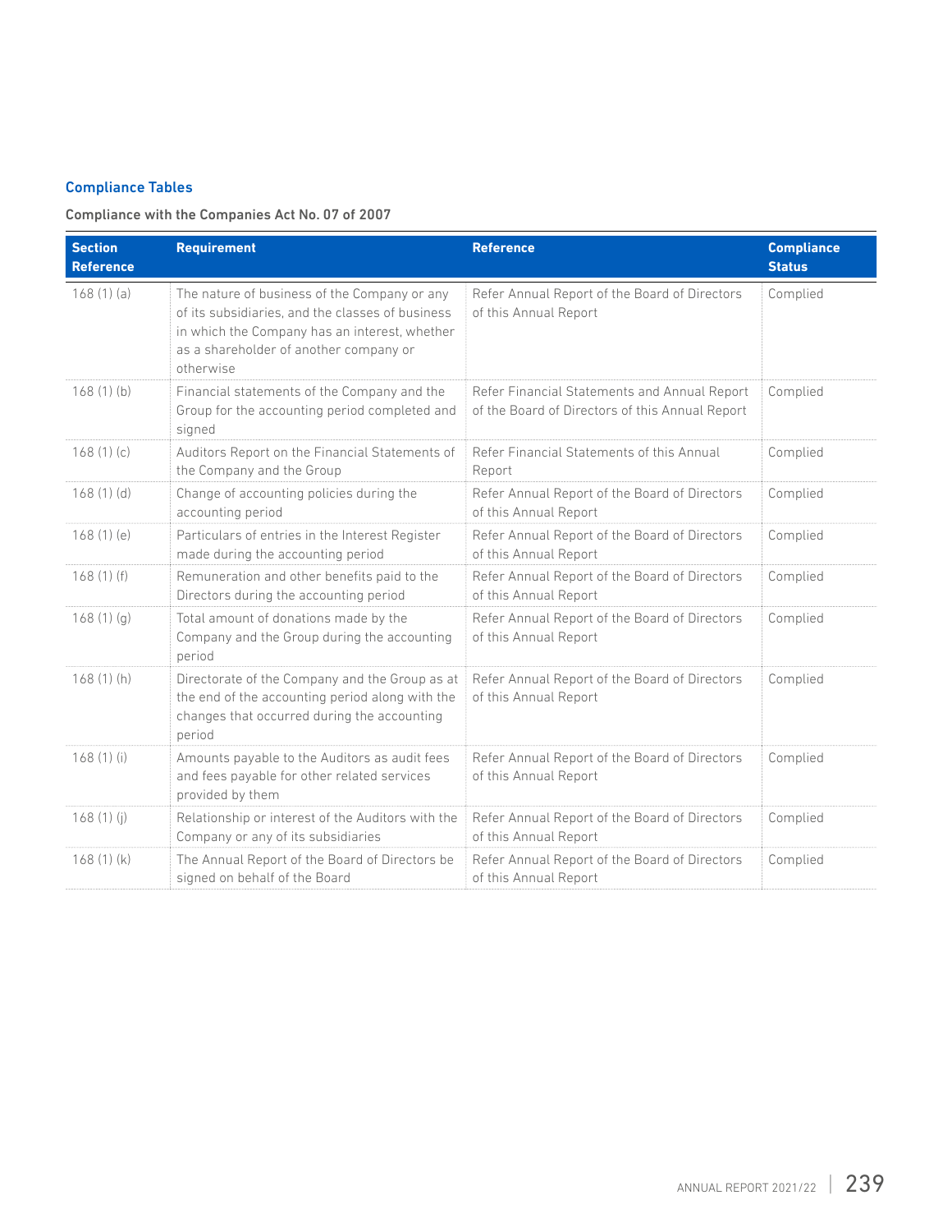## Compliance Tables

### Compliance with the Companies Act No. 07 of 2007

| Section Reference | Requirement | Reference | Compliance Status |
|---|---|---|---|
| 168 (1) (a) | The nature of business of the Company or any of its subsidiaries, and the classes of business in which the Company has an interest, whether as a shareholder of another company or otherwise | Refer Annual Report of the Board of Directors of this Annual Report | Complied |
| 168 (1) (b) | Financial statements of the Company and the Group for the accounting period completed and signed | Refer Financial Statements and Annual Report of the Board of Directors of this Annual Report | Complied |
| 168 (1) (c) | Auditors Report on the Financial Statements of the Company and the Group | Refer Financial Statements of this Annual Report | Complied |
| 168 (1) (d) | Change of accounting policies during the accounting period | Refer Annual Report of the Board of Directors of this Annual Report | Complied |
| 168 (1) (e) | Particulars of entries in the Interest Register made during the accounting period | Refer Annual Report of the Board of Directors of this Annual Report | Complied |
| 168 (1) (f) | Remuneration and other benefits paid to the Directors during the accounting period | Refer Annual Report of the Board of Directors of this Annual Report | Complied |
| 168 (1) (g) | Total amount of donations made by the Company and the Group during the accounting period | Refer Annual Report of the Board of Directors of this Annual Report | Complied |
| 168 (1) (h) | Directorate of the Company and the Group as at the end of the accounting period along with the changes that occurred during the accounting period | Refer Annual Report of the Board of Directors of this Annual Report | Complied |
| 168 (1) (i) | Amounts payable to the Auditors as audit fees and fees payable for other related services provided by them | Refer Annual Report of the Board of Directors of this Annual Report | Complied |
| 168 (1) (j) | Relationship or interest of the Auditors with the Company or any of its subsidiaries | Refer Annual Report of the Board of Directors of this Annual Report | Complied |
| 168 (1) (k) | The Annual Report of the Board of Directors be signed on behalf of the Board | Refer Annual Report of the Board of Directors of this Annual Report | Complied |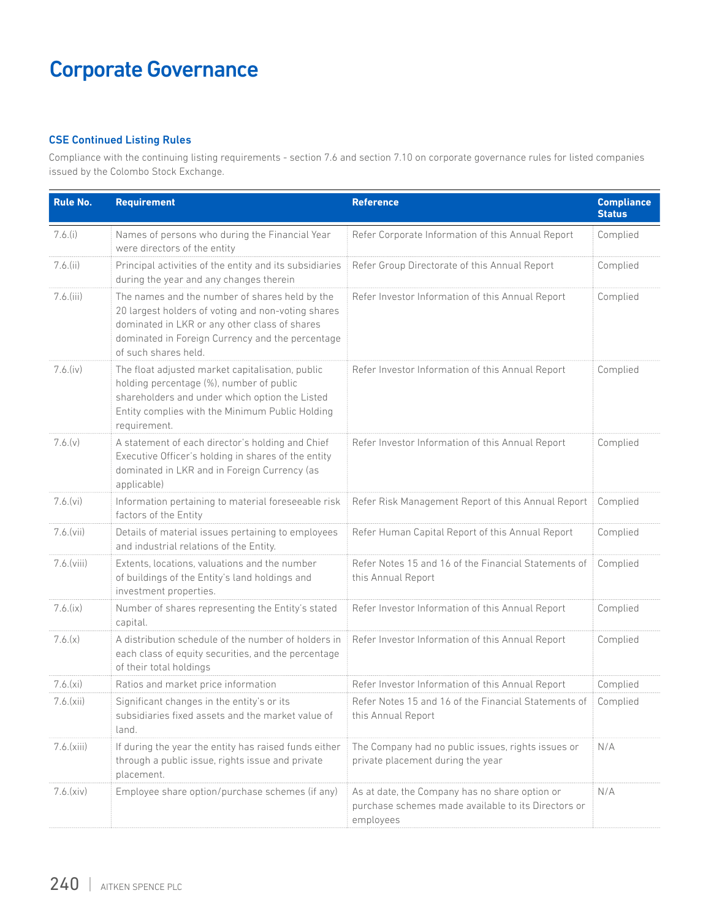# Corporate Governance

### CSE Continued Listing Rules

Compliance with the continuing listing requirements - section 7.6 and section 7.10 on corporate governance rules for listed companies issued by the Colombo Stock Exchange.

| Rule No. | Requirement | Reference | Compliance Status |
|---|---|---|---|
| 7.6.(i) | Names of persons who during the Financial Year were directors of the entity | Refer Corporate Information of this Annual Report | Complied |
| 7.6.(ii) | Principal activities of the entity and its subsidiaries during the year and any changes therein | Refer Group Directorate of this Annual Report | Complied |
| 7.6.(iii) | The names and the number of shares held by the 20 largest holders of voting and non-voting shares dominated in LKR or any other class of shares dominated in Foreign Currency and the percentage of such shares held. | Refer Investor Information of this Annual Report | Complied |
| 7.6.(iv) | The float adjusted market capitalisation, public holding percentage (%), number of public shareholders and under which option the Listed Entity complies with the Minimum Public Holding requirement. | Refer Investor Information of this Annual Report | Complied |
| 7.6.(v) | A statement of each director's holding and Chief Executive Officer's holding in shares of the entity dominated in LKR and in Foreign Currency (as applicable) | Refer Investor Information of this Annual Report | Complied |
| 7.6.(vi) | Information pertaining to material foreseeable risk factors of the Entity | Refer Risk Management Report of this Annual Report | Complied |
| 7.6.(vii) | Details of material issues pertaining to employees and industrial relations of the Entity. | Refer Human Capital Report of this Annual Report | Complied |
| 7.6.(viii) | Extents, locations, valuations and the number of buildings of the Entity's land holdings and investment properties. | Refer Notes 15 and 16 of the Financial Statements of this Annual Report | Complied |
| 7.6.(ix) | Number of shares representing the Entity's stated capital. | Refer Investor Information of this Annual Report | Complied |
| 7.6.(x) | A distribution schedule of the number of holders in each class of equity securities, and the percentage of their total holdings | Refer Investor Information of this Annual Report | Complied |
| 7.6.(xi) | Ratios and market price information | Refer Investor Information of this Annual Report | Complied |
| 7.6.(xii) | Significant changes in the entity's or its subsidiaries fixed assets and the market value of land. | Refer Notes 15 and 16 of the Financial Statements of this Annual Report | Complied |
| 7.6.(xiii) | If during the year the entity has raised funds either through a public issue, rights issue and private placement. | The Company had no public issues, rights issues or private placement during the year | N/A |
| 7.6.(xiv) | Employee share option/purchase schemes (if any) | As at date, the Company has no share option or purchase schemes made available to its Directors or employees | N/A |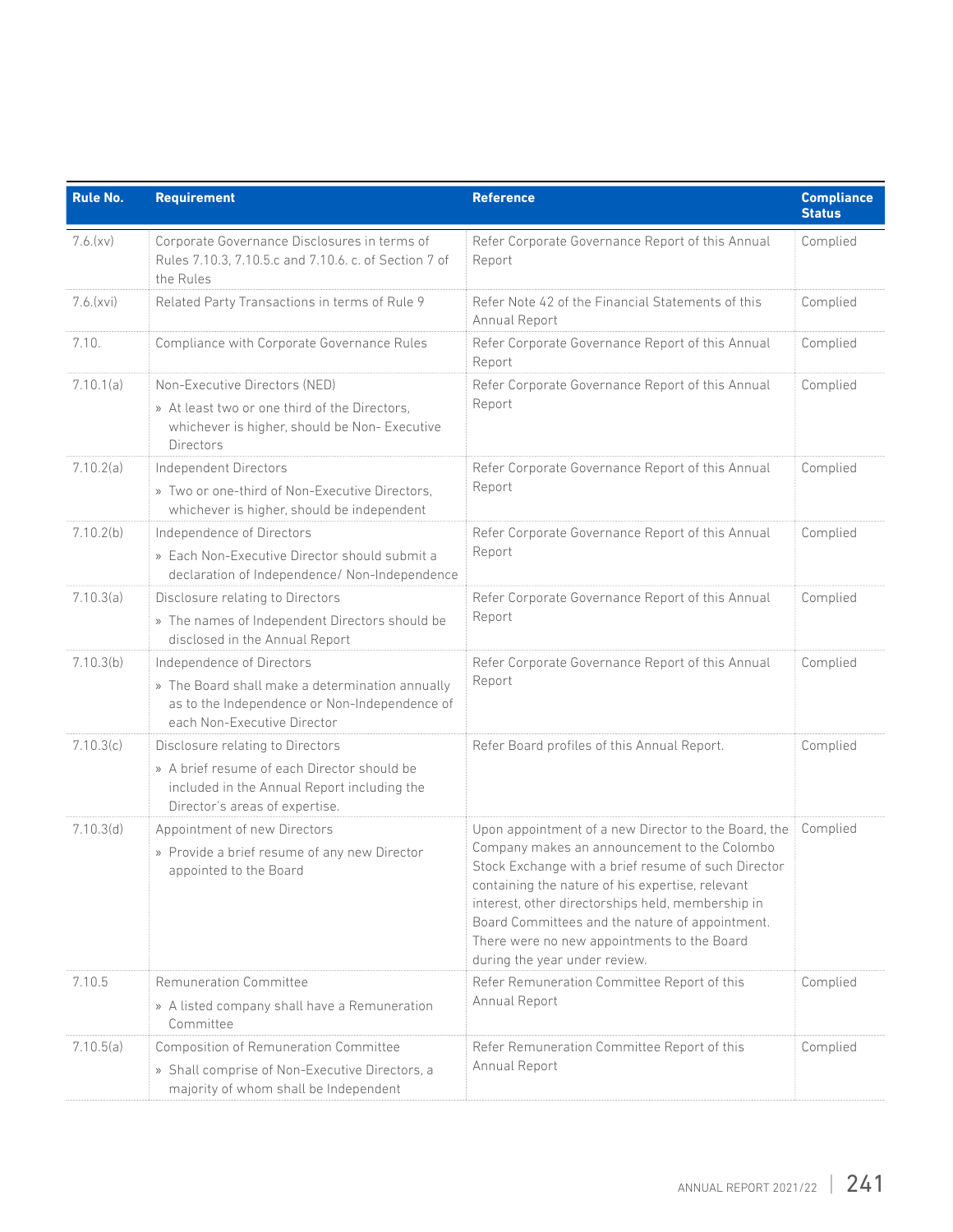| Rule No. | Requirement | Reference | Compliance Status |
|---|---|---|---|
| 7.6.(xv) | Corporate Governance Disclosures in terms of Rules 7.10.3, 7.10.5.c and 7.10.6. c. of Section 7 of the Rules | Refer Corporate Governance Report of this Annual Report | Complied |
| 7.6.(xvi) | Related Party Transactions in terms of Rule 9 | Refer Note 42 of the Financial Statements of this Annual Report | Complied |
| 7.10. | Compliance with Corporate Governance Rules | Refer Corporate Governance Report of this Annual Report | Complied |
| 7.10.1(a) | Non-Executive Directors (NED) <br> » At least two or one third of the Directors, whichever is higher, should be Non- Executive Directors | Refer Corporate Governance Report of this Annual Report | Complied |
| 7.10.2(a) | Independent Directors <br> » Two or one-third of Non-Executive Directors, whichever is higher, should be independent | Refer Corporate Governance Report of this Annual Report | Complied |
| 7.10.2(b) | Independence of Directors <br> » Each Non-Executive Director should submit a declaration of Independence/ Non-Independence | Refer Corporate Governance Report of this Annual Report | Complied |
| 7.10.3(a) | Disclosure relating to Directors <br> » The names of Independent Directors should be disclosed in the Annual Report | Refer Corporate Governance Report of this Annual Report | Complied |
| 7.10.3(b) | Independence of Directors <br> » The Board shall make a determination annually as to the Independence or Non-Independence of each Non-Executive Director | Refer Corporate Governance Report of this Annual Report | Complied |
| 7.10.3(c) | Disclosure relating to Directors <br> » A brief resume of each Director should be included in the Annual Report including the Director's areas of expertise. | Refer Board profiles of this Annual Report. | Complied |
| 7.10.3(d) | Appointment of new Directors <br> » Provide a brief resume of any new Director appointed to the Board | Upon appointment of a new Director to the Board, the Company makes an announcement to the Colombo Stock Exchange with a brief resume of such Director containing the nature of his expertise, relevant interest, other directorships held, membership in Board Committees and the nature of appointment. There were no new appointments to the Board during the year under review. | Complied |
| 7.10.5 | Remuneration Committee <br> » A listed company shall have a Remuneration Committee | Refer Remuneration Committee Report of this Annual Report | Complied |
| 7.10.5(a) | Composition of Remuneration Committee <br> » Shall comprise of Non-Executive Directors, a majority of whom shall be Independent | Refer Remuneration Committee Report of this Annual Report | Complied |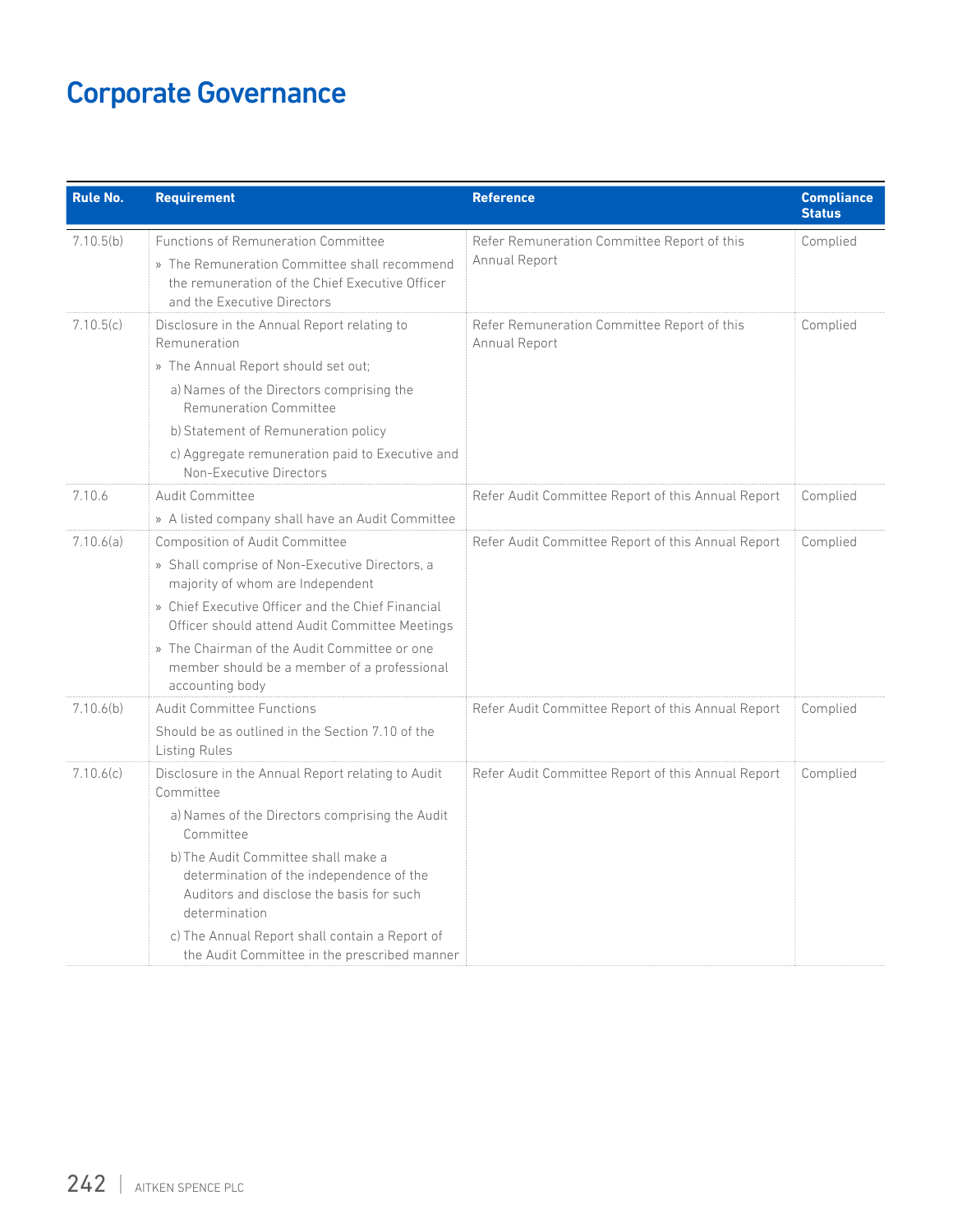# Corporate Governance

| Rule No. | Requirement | Reference | Compliance Status |
|---|---|---|---|
| 7.10.5(b) | Functions of Remuneration Committee<br>» The Remuneration Committee shall recommend the remuneration of the Chief Executive Officer and the Executive Directors | Refer Remuneration Committee Report of this Annual Report | Complied |
| 7.10.5(c) | Disclosure in the Annual Report relating to Remuneration<br>» The Annual Report should set out;<br>a) Names of the Directors comprising the Remuneration Committee<br>b) Statement of Remuneration policy<br>c) Aggregate remuneration paid to Executive and Non-Executive Directors | Refer Remuneration Committee Report of this Annual Report | Complied |
| 7.10.6 | Audit Committee<br>» A listed company shall have an Audit Committee | Refer Audit Committee Report of this Annual Report | Complied |
| 7.10.6(a) | Composition of Audit Committee<br>» Shall comprise of Non-Executive Directors, a majority of whom are Independent<br>» Chief Executive Officer and the Chief Financial Officer should attend Audit Committee Meetings<br>» The Chairman of the Audit Committee or one member should be a member of a professional accounting body | Refer Audit Committee Report of this Annual Report | Complied |
| 7.10.6(b) | Audit Committee Functions<br>Should be as outlined in the Section 7.10 of the Listing Rules | Refer Audit Committee Report of this Annual Report | Complied |
| 7.10.6(c) | Disclosure in the Annual Report relating to Audit Committee<br>a) Names of the Directors comprising the Audit Committee<br>b) The Audit Committee shall make a determination of the independence of the Auditors and disclose the basis for such determination<br>c) The Annual Report shall contain a Report of the Audit Committee in the prescribed manner | Refer Audit Committee Report of this Annual Report | Complied |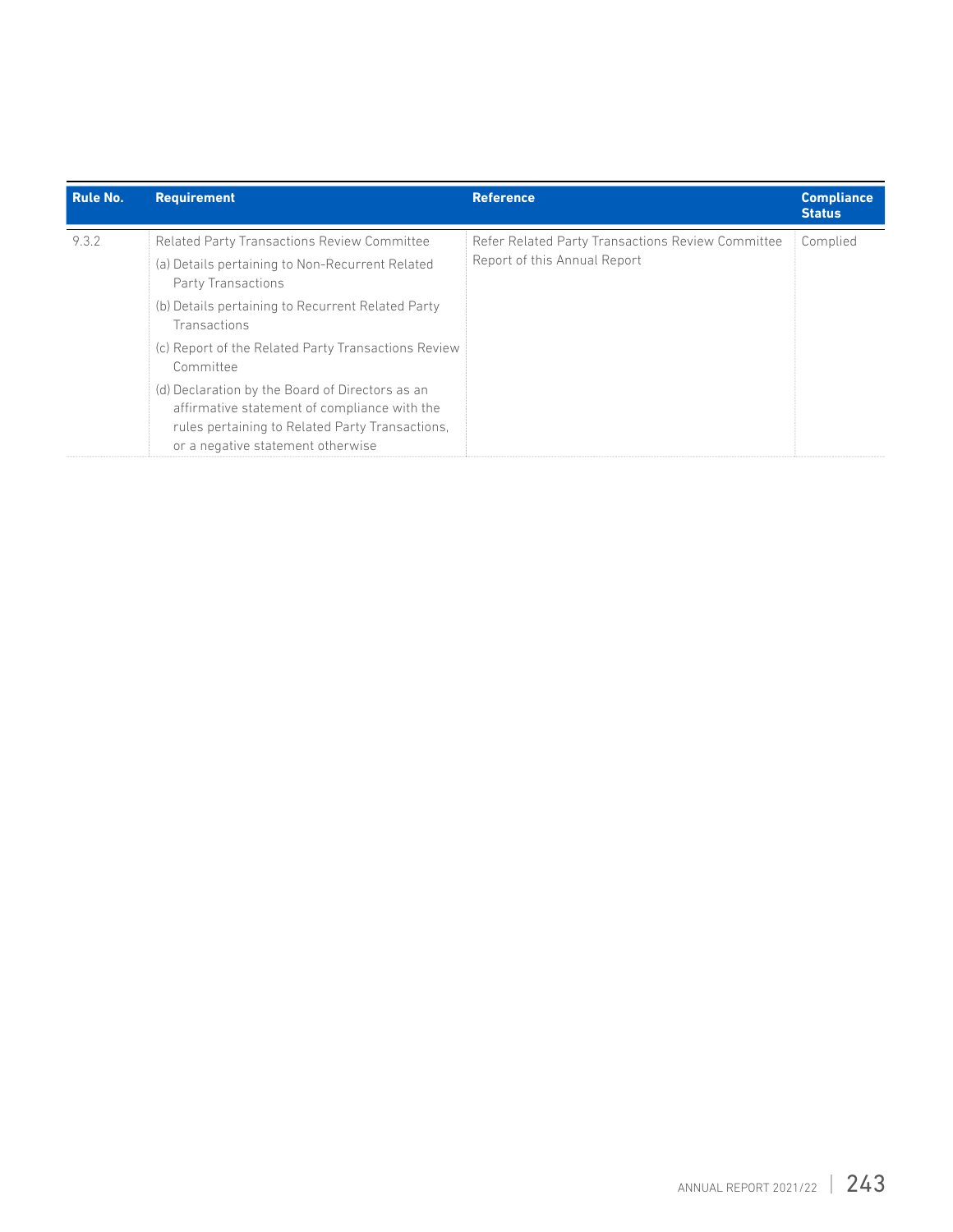| Rule No. | Requirement | Reference | Compliance Status |
|---|---|---|---|
| 9.3.2 | Related Party Transactions Review Committee<br>(a) Details pertaining to Non-Recurrent Related Party Transactions<br>(b) Details pertaining to Recurrent Related Party Transactions<br>(c) Report of the Related Party Transactions Review Committee<br>(d) Declaration by the Board of Directors as an affirmative statement of compliance with the rules pertaining to Related Party Transactions, or a negative statement otherwise | Refer Related Party Transactions Review Committee Report of this Annual Report | Complied |